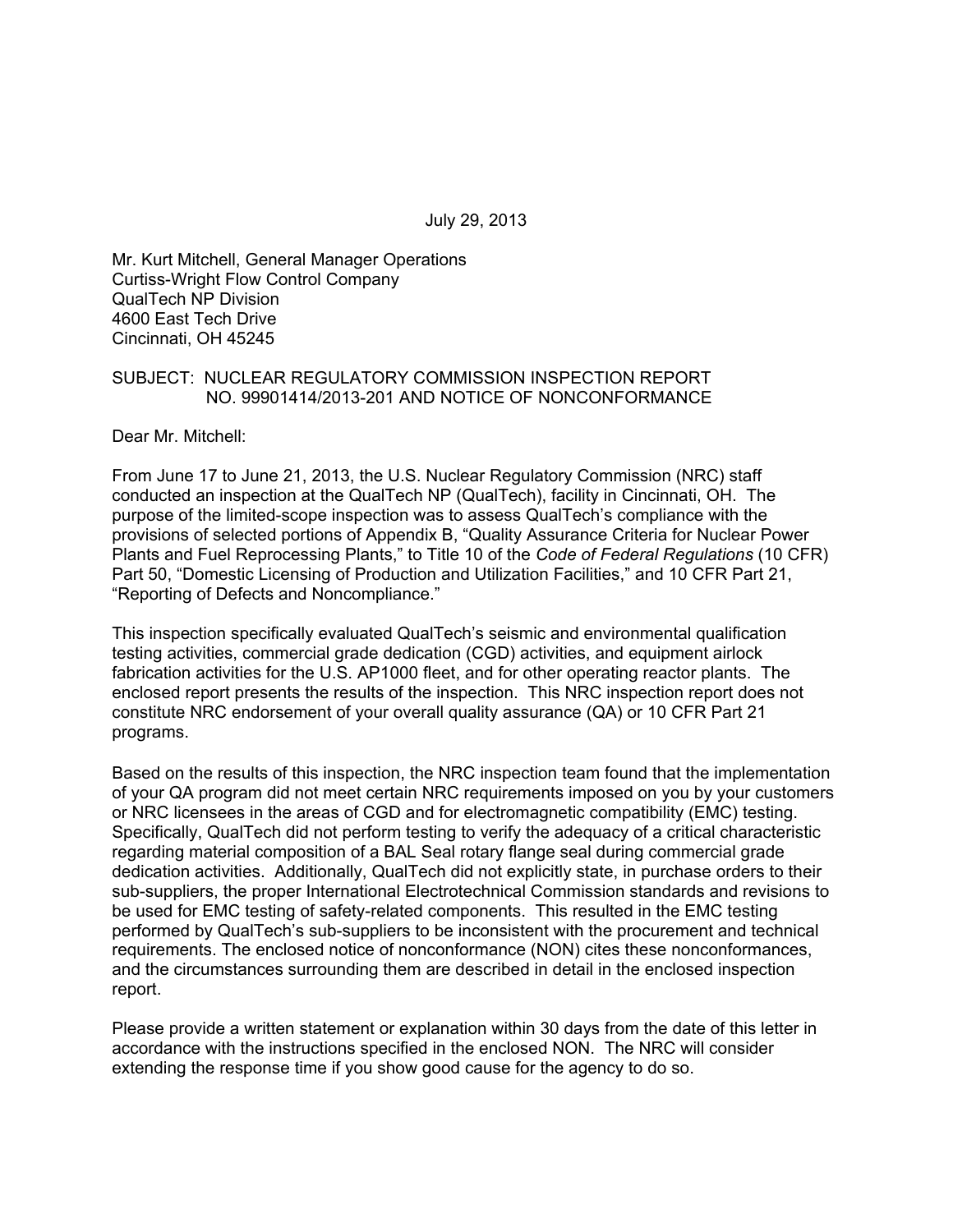July 29, 2013

Mr. Kurt Mitchell, General Manager Operations
Curtiss-Wright Flow Control Company
QualTech NP Division
4600 East Tech Drive
Cincinnati, OH 45245

SUBJECT: NUCLEAR REGULATORY COMMISSION INSPECTION REPORT NO. 99901414/2013-201 AND NOTICE OF NONCONFORMANCE

Dear Mr. Mitchell:

From June 17 to June 21, 2013, the U.S. Nuclear Regulatory Commission (NRC) staff conducted an inspection at the QualTech NP (QualTech), facility in Cincinnati, OH. The purpose of the limited-scope inspection was to assess QualTech's compliance with the provisions of selected portions of Appendix B, "Quality Assurance Criteria for Nuclear Power Plants and Fuel Reprocessing Plants," to Title 10 of the *Code of Federal Regulations* (10 CFR) Part 50, "Domestic Licensing of Production and Utilization Facilities," and 10 CFR Part 21, "Reporting of Defects and Noncompliance."

This inspection specifically evaluated QualTech's seismic and environmental qualification testing activities, commercial grade dedication (CGD) activities, and equipment airlock fabrication activities for the U.S. AP1000 fleet, and for other operating reactor plants. The enclosed report presents the results of the inspection. This NRC inspection report does not constitute NRC endorsement of your overall quality assurance (QA) or 10 CFR Part 21 programs.

Based on the results of this inspection, the NRC inspection team found that the implementation of your QA program did not meet certain NRC requirements imposed on you by your customers or NRC licensees in the areas of CGD and for electromagnetic compatibility (EMC) testing. Specifically, QualTech did not perform testing to verify the adequacy of a critical characteristic regarding material composition of a BAL Seal rotary flange seal during commercial grade dedication activities. Additionally, QualTech did not explicitly state, in purchase orders to their sub-suppliers, the proper International Electrotechnical Commission standards and revisions to be used for EMC testing of safety-related components. This resulted in the EMC testing performed by QualTech's sub-suppliers to be inconsistent with the procurement and technical requirements. The enclosed notice of nonconformance (NON) cites these nonconformances, and the circumstances surrounding them are described in detail in the enclosed inspection report.

Please provide a written statement or explanation within 30 days from the date of this letter in accordance with the instructions specified in the enclosed NON. The NRC will consider extending the response time if you show good cause for the agency to do so.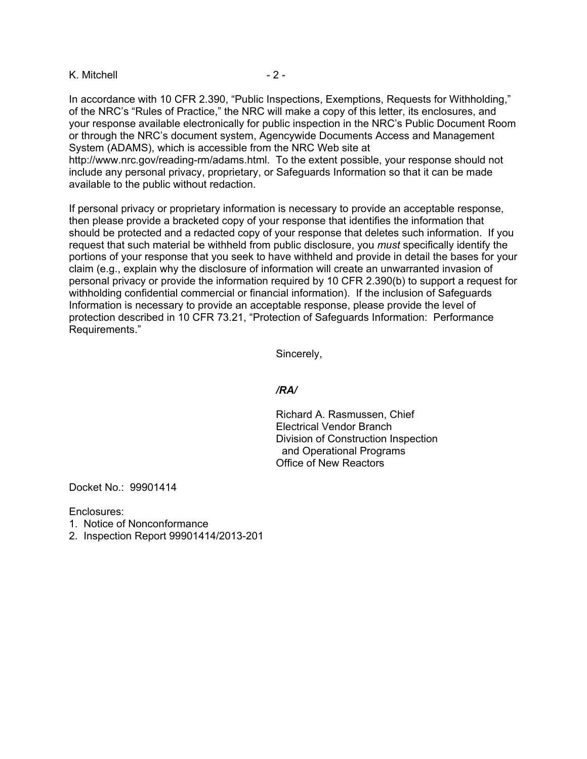In accordance with 10 CFR 2.390, "Public Inspections, Exemptions, Requests for Withholding," of the NRC's "Rules of Practice," the NRC will make a copy of this letter, its enclosures, and your response available electronically for public inspection in the NRC's Public Document Room or through the NRC's document system, Agencywide Documents Access and Management System (ADAMS), which is accessible from the NRC Web site at http://www.nrc.gov/reading-rm/adams.html. To the extent possible, your response should not include any personal privacy, proprietary, or Safeguards Information so that it can be made available to the public without redaction.

If personal privacy or proprietary information is necessary to provide an acceptable response, then please provide a bracketed copy of your response that identifies the information that should be protected and a redacted copy of your response that deletes such information. If you request that such material be withheld from public disclosure, you *must* specifically identify the portions of your response that you seek to have withheld and provide in detail the bases for your claim (e.g., explain why the disclosure of information will create an unwarranted invasion of personal privacy or provide the information required by 10 CFR 2.390(b) to support a request for withholding confidential commercial or financial information). If the inclusion of Safeguards Information is necessary to provide an acceptable response, please provide the level of protection described in 10 CFR 73.21, "Protection of Safeguards Information: Performance Requirements."

Sincerely,

***/RA/***

Richard A. Rasmussen, Chief
Electrical Vendor Branch
Division of Construction Inspection
and Operational Programs
Office of New Reactors

Docket No.: 99901414

Enclosures:
1. Notice of Nonconformance
2. Inspection Report 99901414/2013-201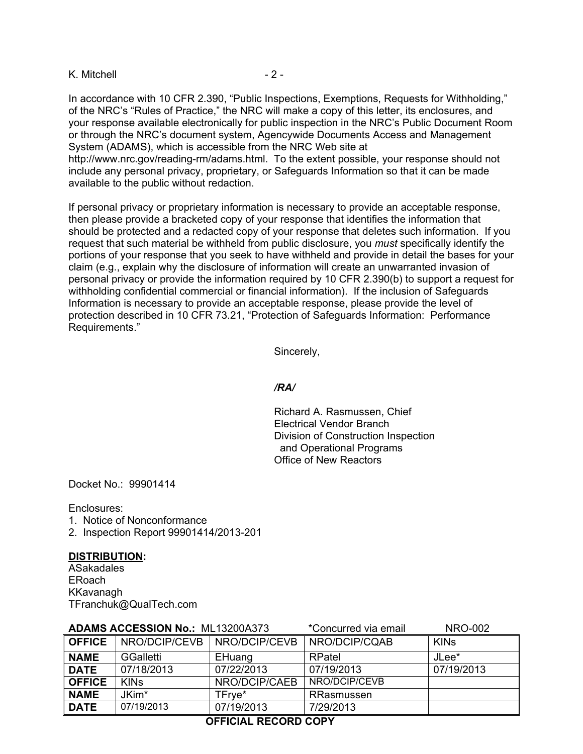In accordance with 10 CFR 2.390, "Public Inspections, Exemptions, Requests for Withholding," of the NRC's "Rules of Practice," the NRC will make a copy of this letter, its enclosures, and your response available electronically for public inspection in the NRC's Public Document Room or through the NRC's document system, Agencywide Documents Access and Management System (ADAMS), which is accessible from the NRC Web site at http://www.nrc.gov/reading-rm/adams.html. To the extent possible, your response should not include any personal privacy, proprietary, or Safeguards Information so that it can be made available to the public without redaction.

If personal privacy or proprietary information is necessary to provide an acceptable response, then please provide a bracketed copy of your response that identifies the information that should be protected and a redacted copy of your response that deletes such information. If you request that such material be withheld from public disclosure, you *must* specifically identify the portions of your response that you seek to have withheld and provide in detail the bases for your claim (e.g., explain why the disclosure of information will create an unwarranted invasion of personal privacy or provide the information required by 10 CFR 2.390(b) to support a request for withholding confidential commercial or financial information). If the inclusion of Safeguards Information is necessary to provide an acceptable response, please provide the level of protection described in 10 CFR 73.21, "Protection of Safeguards Information: Performance Requirements."

Sincerely,

*/RA/*

Richard A. Rasmussen, Chief
Electrical Vendor Branch
Division of Construction Inspection
and Operational Programs
Office of New Reactors

Docket No.: 99901414

Enclosures:
1. Notice of Nonconformance
2. Inspection Report 99901414/2013-201

**DISTRIBUTION:**
ASakadales
ERoach
KKavanagh
TFranchuk@QualTech.com

**ADAMS ACCESSION No.:** ML13200A373 *Concurred via email NRO-002

| **OFFICE** | NRO/DCIP/CEVB | NRO/DCIP/CEVB | NRO/DCIP/CQAB | KINs |
|---|---|---|---|---|
| **NAME** | GGalletti | EHuang | RPatel | JLee* |
| **DATE** | 07/18/2013 | 07/22/2013 | 07/19/2013 | 07/19/2013 |
| **OFFICE** | KINs | NRO/DCIP/CAEB | NRO/DCIP/CEVB | |
| **NAME** | JKim* | TFrye* | RRasmussen | |
| **DATE** | 07/19/2013 | 07/19/2013 | 7/29/2013 | |

**OFFICIAL RECORD COPY**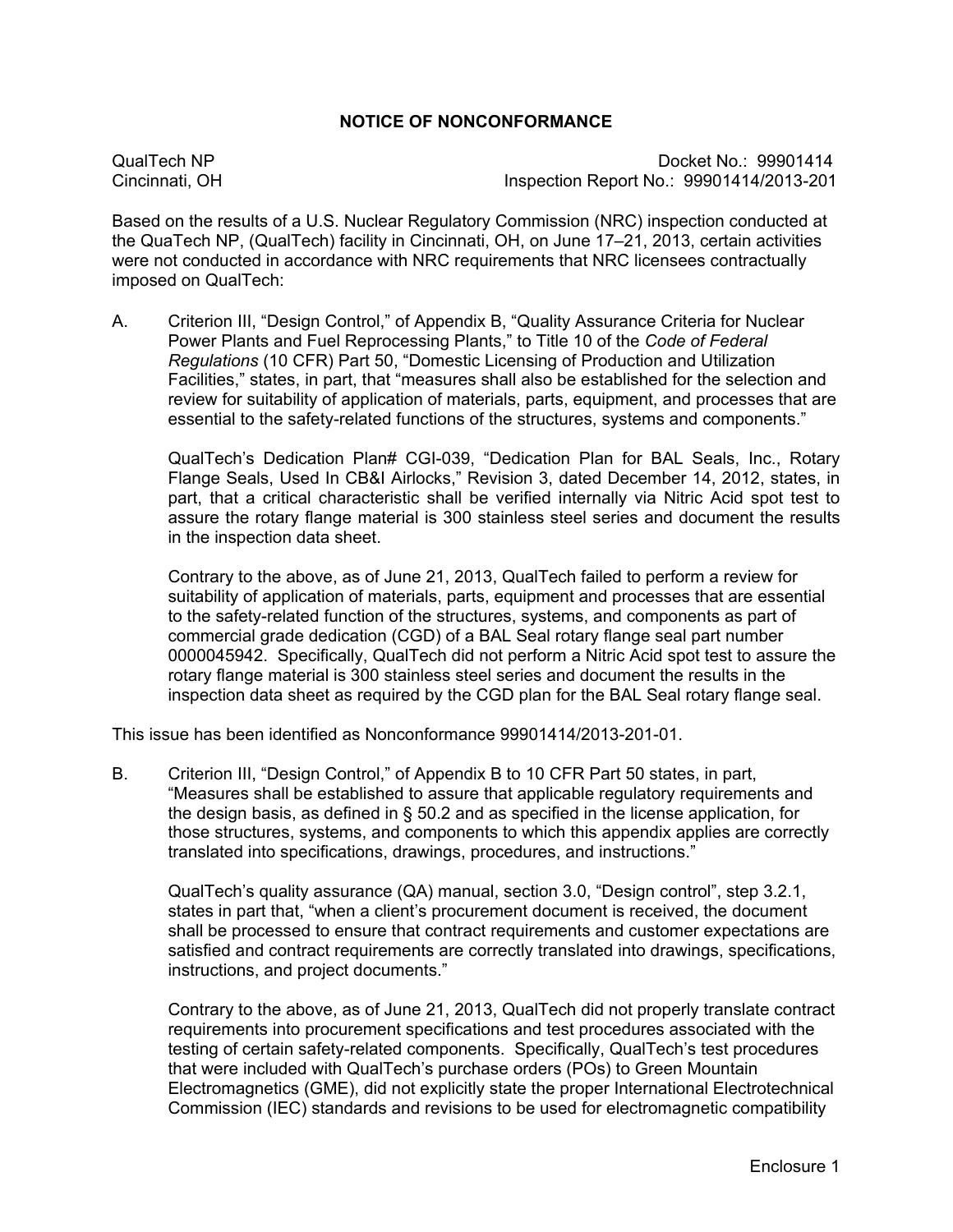## NOTICE OF NONCONFORMANCE

QualTech NP
Cincinnati, OH

Docket No.: 99901414
Inspection Report No.: 99901414/2013-201

Based on the results of a U.S. Nuclear Regulatory Commission (NRC) inspection conducted at the QuaTech NP, (QualTech) facility in Cincinnati, OH, on June 17–21, 2013, certain activities were not conducted in accordance with NRC requirements that NRC licensees contractually imposed on QualTech:

A. Criterion III, "Design Control," of Appendix B, "Quality Assurance Criteria for Nuclear Power Plants and Fuel Reprocessing Plants," to Title 10 of the *Code of Federal Regulations* (10 CFR) Part 50, "Domestic Licensing of Production and Utilization Facilities," states, in part, that "measures shall also be established for the selection and review for suitability of application of materials, parts, equipment, and processes that are essential to the safety-related functions of the structures, systems and components."

   QualTech's Dedication Plan# CGI-039, "Dedication Plan for BAL Seals, Inc., Rotary Flange Seals, Used In CB&I Airlocks," Revision 3, dated December 14, 2012, states, in part, that a critical characteristic shall be verified internally via Nitric Acid spot test to assure the rotary flange material is 300 stainless steel series and document the results in the inspection data sheet.

   Contrary to the above, as of June 21, 2013, QualTech failed to perform a review for suitability of application of materials, parts, equipment and processes that are essential to the safety-related function of the structures, systems, and components as part of commercial grade dedication (CGD) of a BAL Seal rotary flange seal part number 0000045942. Specifically, QualTech did not perform a Nitric Acid spot test to assure the rotary flange material is 300 stainless steel series and document the results in the inspection data sheet as required by the CGD plan for the BAL Seal rotary flange seal.

This issue has been identified as Nonconformance 99901414/2013-201-01.

B. Criterion III, "Design Control," of Appendix B to 10 CFR Part 50 states, in part, "Measures shall be established to assure that applicable regulatory requirements and the design basis, as defined in § 50.2 and as specified in the license application, for those structures, systems, and components to which this appendix applies are correctly translated into specifications, drawings, procedures, and instructions."

   QualTech's quality assurance (QA) manual, section 3.0, "Design control", step 3.2.1, states in part that, "when a client's procurement document is received, the document shall be processed to ensure that contract requirements and customer expectations are satisfied and contract requirements are correctly translated into drawings, specifications, instructions, and project documents."

   Contrary to the above, as of June 21, 2013, QualTech did not properly translate contract requirements into procurement specifications and test procedures associated with the testing of certain safety-related components. Specifically, QualTech's test procedures that were included with QualTech's purchase orders (POs) to Green Mountain Electromagnetics (GME), did not explicitly state the proper International Electrotechnical Commission (IEC) standards and revisions to be used for electromagnetic compatibility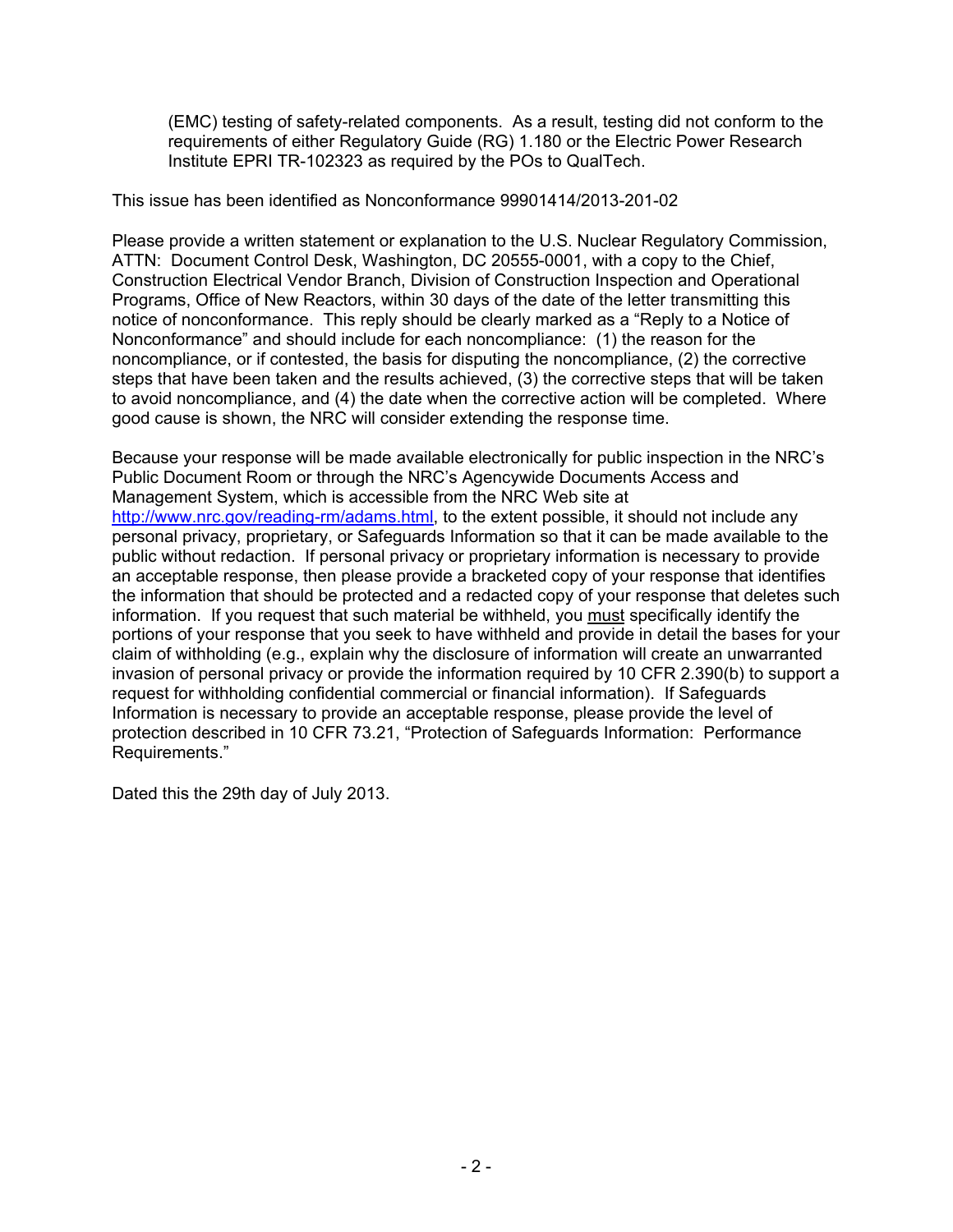(EMC) testing of safety-related components. As a result, testing did not conform to the requirements of either Regulatory Guide (RG) 1.180 or the Electric Power Research Institute EPRI TR-102323 as required by the POs to QualTech.

This issue has been identified as Nonconformance 99901414/2013-201-02

Please provide a written statement or explanation to the U.S. Nuclear Regulatory Commission, ATTN: Document Control Desk, Washington, DC 20555-0001, with a copy to the Chief, Construction Electrical Vendor Branch, Division of Construction Inspection and Operational Programs, Office of New Reactors, within 30 days of the date of the letter transmitting this notice of nonconformance. This reply should be clearly marked as a "Reply to a Notice of Nonconformance" and should include for each noncompliance: (1) the reason for the noncompliance, or if contested, the basis for disputing the noncompliance, (2) the corrective steps that have been taken and the results achieved, (3) the corrective steps that will be taken to avoid noncompliance, and (4) the date when the corrective action will be completed. Where good cause is shown, the NRC will consider extending the response time.

Because your response will be made available electronically for public inspection in the NRC's Public Document Room or through the NRC's Agencywide Documents Access and Management System, which is accessible from the NRC Web site at http://www.nrc.gov/reading-rm/adams.html, to the extent possible, it should not include any personal privacy, proprietary, or Safeguards Information so that it can be made available to the public without redaction. If personal privacy or proprietary information is necessary to provide an acceptable response, then please provide a bracketed copy of your response that identifies the information that should be protected and a redacted copy of your response that deletes such information. If you request that such material be withheld, you must specifically identify the portions of your response that you seek to have withheld and provide in detail the bases for your claim of withholding (e.g., explain why the disclosure of information will create an unwarranted invasion of personal privacy or provide the information required by 10 CFR 2.390(b) to support a request for withholding confidential commercial or financial information). If Safeguards Information is necessary to provide an acceptable response, please provide the level of protection described in 10 CFR 73.21, "Protection of Safeguards Information: Performance Requirements."

Dated this the 29th day of July 2013.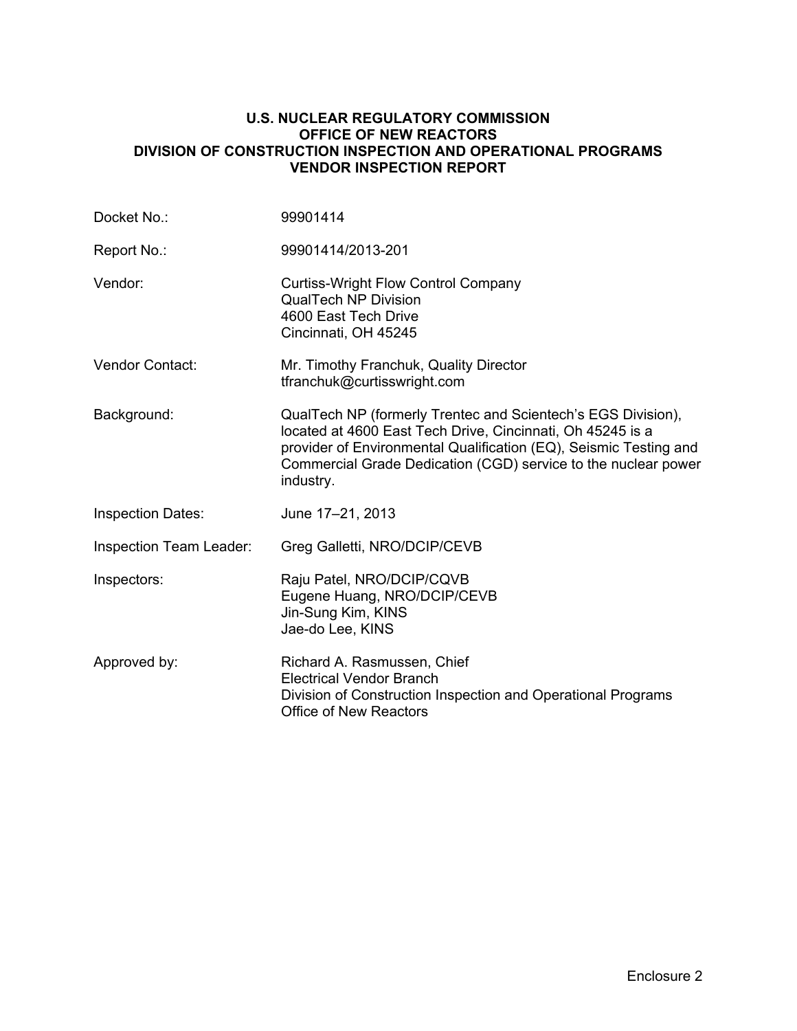**U.S. NUCLEAR REGULATORY COMMISSION**
**OFFICE OF NEW REACTORS**
**DIVISION OF CONSTRUCTION INSPECTION AND OPERATIONAL PROGRAMS**
**VENDOR INSPECTION REPORT**

| | |
|---|---|
| Docket No.: | 99901414 |
| Report No.: | 99901414/2013-201 |
| Vendor: | Curtiss-Wright Flow Control Company<br>QualTech NP Division<br>4600 East Tech Drive<br>Cincinnati, OH 45245 |
| Vendor Contact: | Mr. Timothy Franchuk, Quality Director<br>tfranchuk@curtisswright.com |
| Background: | QualTech NP (formerly Trentec and Scientech's EGS Division), located at 4600 East Tech Drive, Cincinnati, Oh 45245 is a provider of Environmental Qualification (EQ), Seismic Testing and Commercial Grade Dedication (CGD) service to the nuclear power industry. |
| Inspection Dates: | June 17–21, 2013 |
| Inspection Team Leader: | Greg Galletti, NRO/DCIP/CEVB |
| Inspectors: | Raju Patel, NRO/DCIP/CQVB<br>Eugene Huang, NRO/DCIP/CEVB<br>Jin-Sung Kim, KINS<br>Jae-do Lee, KINS |
| Approved by: | Richard A. Rasmussen, Chief<br>Electrical Vendor Branch<br>Division of Construction Inspection and Operational Programs<br>Office of New Reactors |

Enclosure 2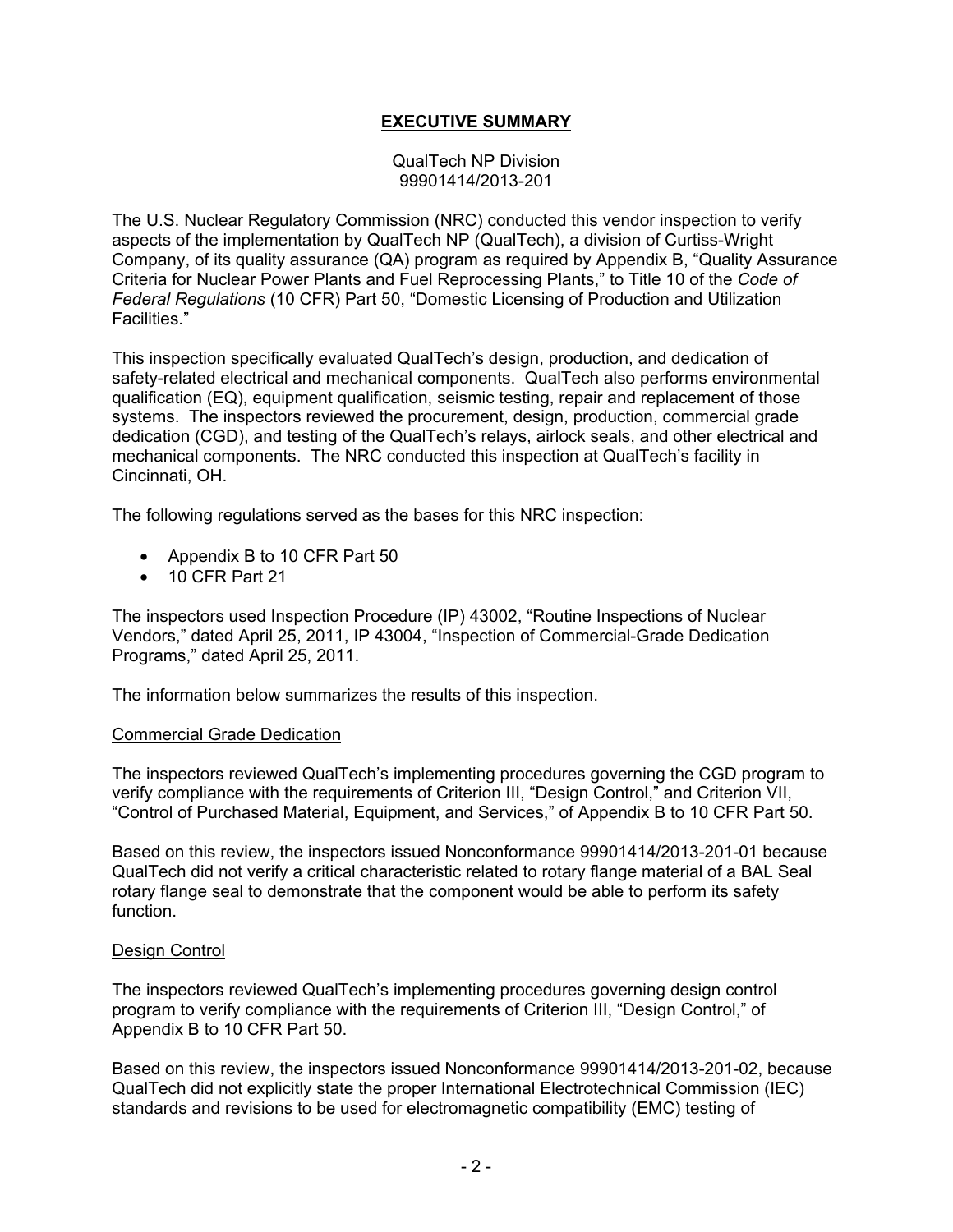# **EXECUTIVE SUMMARY**

QualTech NP Division
99901414/2013-201

The U.S. Nuclear Regulatory Commission (NRC) conducted this vendor inspection to verify aspects of the implementation by QualTech NP (QualTech), a division of Curtiss-Wright Company, of its quality assurance (QA) program as required by Appendix B, "Quality Assurance Criteria for Nuclear Power Plants and Fuel Reprocessing Plants," to Title 10 of the *Code of Federal Regulations* (10 CFR) Part 50, "Domestic Licensing of Production and Utilization Facilities."

This inspection specifically evaluated QualTech's design, production, and dedication of safety-related electrical and mechanical components. QualTech also performs environmental qualification (EQ), equipment qualification, seismic testing, repair and replacement of those systems. The inspectors reviewed the procurement, design, production, commercial grade dedication (CGD), and testing of the QualTech's relays, airlock seals, and other electrical and mechanical components. The NRC conducted this inspection at QualTech's facility in Cincinnati, OH.

The following regulations served as the bases for this NRC inspection:

- Appendix B to 10 CFR Part 50
- 10 CFR Part 21

The inspectors used Inspection Procedure (IP) 43002, "Routine Inspections of Nuclear Vendors," dated April 25, 2011, IP 43004, "Inspection of Commercial-Grade Dedication Programs," dated April 25, 2011.

The information below summarizes the results of this inspection.

Commercial Grade Dedication

The inspectors reviewed QualTech's implementing procedures governing the CGD program to verify compliance with the requirements of Criterion III, "Design Control," and Criterion VII, "Control of Purchased Material, Equipment, and Services," of Appendix B to 10 CFR Part 50.

Based on this review, the inspectors issued Nonconformance 99901414/2013-201-01 because QualTech did not verify a critical characteristic related to rotary flange material of a BAL Seal rotary flange seal to demonstrate that the component would be able to perform its safety function.

Design Control

The inspectors reviewed QualTech's implementing procedures governing design control program to verify compliance with the requirements of Criterion III, "Design Control," of Appendix B to 10 CFR Part 50.

Based on this review, the inspectors issued Nonconformance 99901414/2013-201-02, because QualTech did not explicitly state the proper International Electrotechnical Commission (IEC) standards and revisions to be used for electromagnetic compatibility (EMC) testing of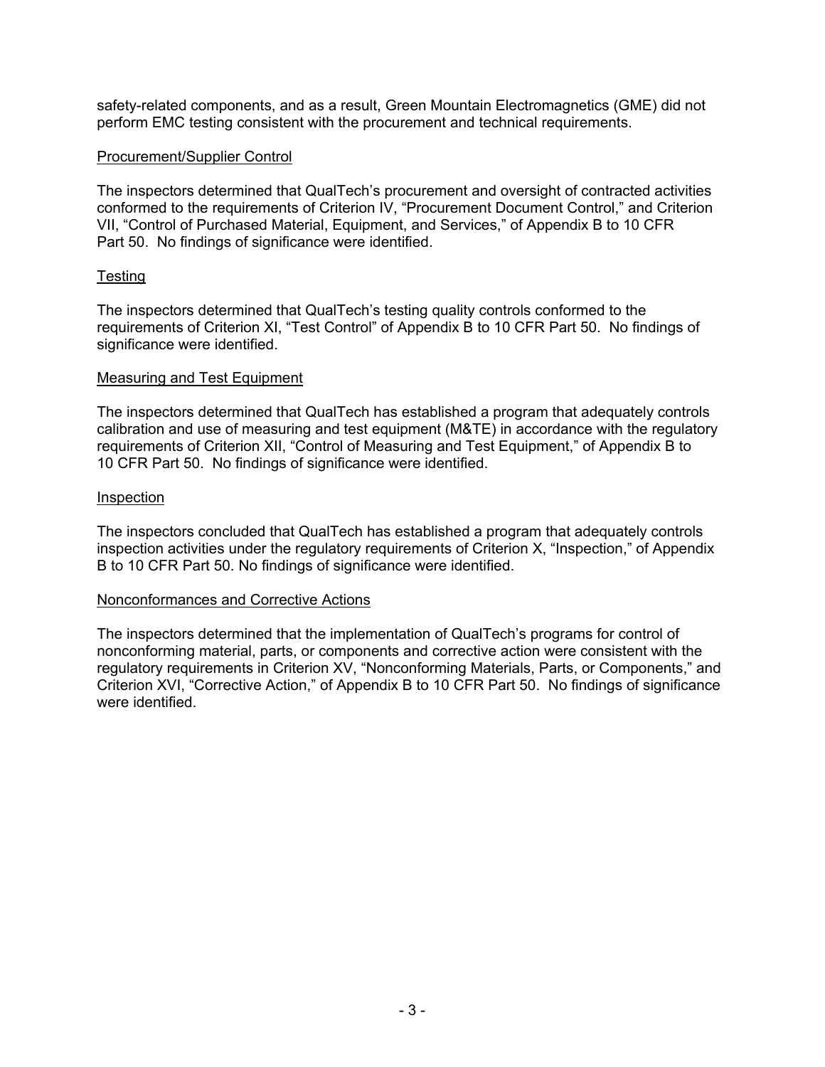safety-related components, and as a result, Green Mountain Electromagnetics (GME) did not perform EMC testing consistent with the procurement and technical requirements.

Procurement/Supplier Control

The inspectors determined that QualTech's procurement and oversight of contracted activities conformed to the requirements of Criterion IV, "Procurement Document Control," and Criterion VII, "Control of Purchased Material, Equipment, and Services," of Appendix B to 10 CFR Part 50. No findings of significance were identified.

Testing

The inspectors determined that QualTech's testing quality controls conformed to the requirements of Criterion XI, "Test Control" of Appendix B to 10 CFR Part 50. No findings of significance were identified.

Measuring and Test Equipment

The inspectors determined that QualTech has established a program that adequately controls calibration and use of measuring and test equipment (M&TE) in accordance with the regulatory requirements of Criterion XII, "Control of Measuring and Test Equipment," of Appendix B to 10 CFR Part 50. No findings of significance were identified.

Inspection

The inspectors concluded that QualTech has established a program that adequately controls inspection activities under the regulatory requirements of Criterion X, "Inspection," of Appendix B to 10 CFR Part 50. No findings of significance were identified.

Nonconformances and Corrective Actions

The inspectors determined that the implementation of QualTech's programs for control of nonconforming material, parts, or components and corrective action were consistent with the regulatory requirements in Criterion XV, "Nonconforming Materials, Parts, or Components," and Criterion XVI, "Corrective Action," of Appendix B to 10 CFR Part 50. No findings of significance were identified.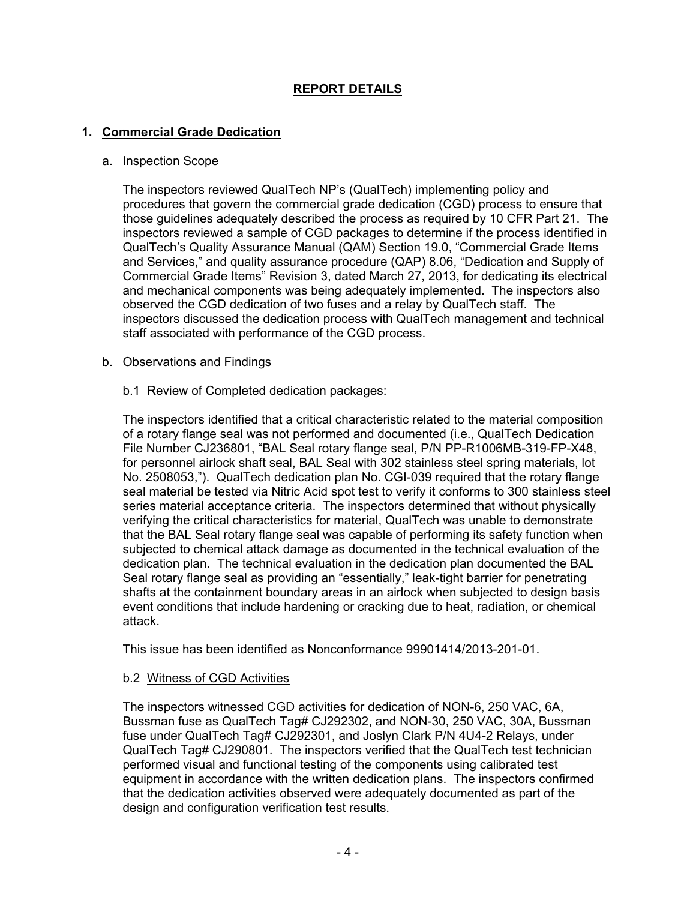# REPORT DETAILS

## 1. Commercial Grade Dedication

### a. Inspection Scope

The inspectors reviewed QualTech NP's (QualTech) implementing policy and procedures that govern the commercial grade dedication (CGD) process to ensure that those guidelines adequately described the process as required by 10 CFR Part 21. The inspectors reviewed a sample of CGD packages to determine if the process identified in QualTech's Quality Assurance Manual (QAM) Section 19.0, "Commercial Grade Items and Services," and quality assurance procedure (QAP) 8.06, "Dedication and Supply of Commercial Grade Items" Revision 3, dated March 27, 2013, for dedicating its electrical and mechanical components was being adequately implemented. The inspectors also observed the CGD dedication of two fuses and a relay by QualTech staff. The inspectors discussed the dedication process with QualTech management and technical staff associated with performance of the CGD process.

### b. Observations and Findings

#### b.1 Review of Completed dedication packages:

The inspectors identified that a critical characteristic related to the material composition of a rotary flange seal was not performed and documented (i.e., QualTech Dedication File Number CJ236801, "BAL Seal rotary flange seal, P/N PP-R1006MB-319-FP-X48, for personnel airlock shaft seal, BAL Seal with 302 stainless steel spring materials, lot No. 2508053,"). QualTech dedication plan No. CGI-039 required that the rotary flange seal material be tested via Nitric Acid spot test to verify it conforms to 300 stainless steel series material acceptance criteria. The inspectors determined that without physically verifying the critical characteristics for material, QualTech was unable to demonstrate that the BAL Seal rotary flange seal was capable of performing its safety function when subjected to chemical attack damage as documented in the technical evaluation of the dedication plan. The technical evaluation in the dedication plan documented the BAL Seal rotary flange seal as providing an "essentially," leak-tight barrier for penetrating shafts at the containment boundary areas in an airlock when subjected to design basis event conditions that include hardening or cracking due to heat, radiation, or chemical attack.

This issue has been identified as Nonconformance 99901414/2013-201-01.

#### b.2 Witness of CGD Activities

The inspectors witnessed CGD activities for dedication of NON-6, 250 VAC, 6A, Bussman fuse as QualTech Tag# CJ292302, and NON-30, 250 VAC, 30A, Bussman fuse under QualTech Tag# CJ292301, and Joslyn Clark P/N 4U4-2 Relays, under QualTech Tag# CJ290801. The inspectors verified that the QualTech test technician performed visual and functional testing of the components using calibrated test equipment in accordance with the written dedication plans. The inspectors confirmed that the dedication activities observed were adequately documented as part of the design and configuration verification test results.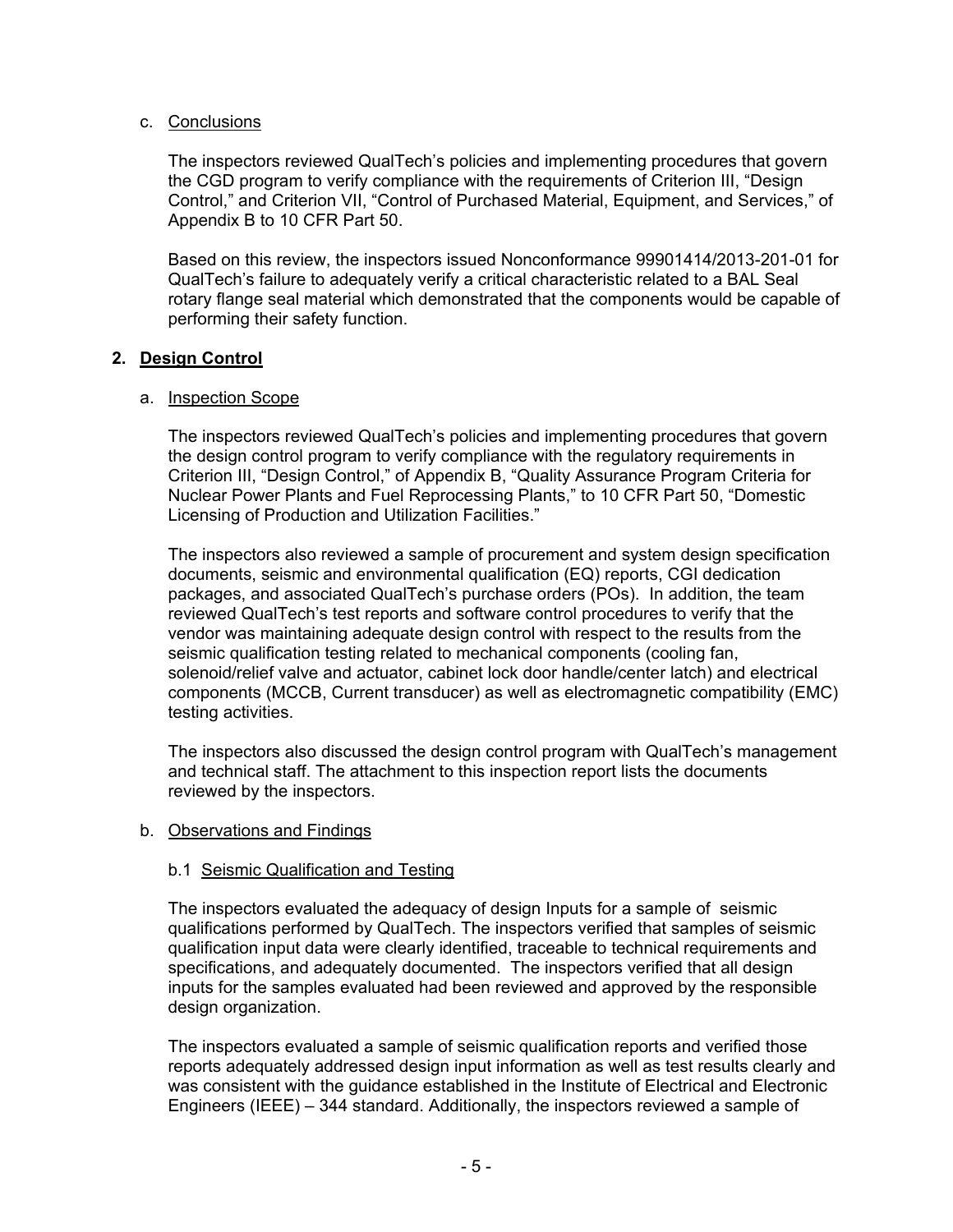c. Conclusions

The inspectors reviewed QualTech's policies and implementing procedures that govern the CGD program to verify compliance with the requirements of Criterion III, "Design Control," and Criterion VII, "Control of Purchased Material, Equipment, and Services," of Appendix B to 10 CFR Part 50.

Based on this review, the inspectors issued Nonconformance 99901414/2013-201-01 for QualTech's failure to adequately verify a critical characteristic related to a BAL Seal rotary flange seal material which demonstrated that the components would be capable of performing their safety function.

## 2. Design Control

a. Inspection Scope

The inspectors reviewed QualTech's policies and implementing procedures that govern the design control program to verify compliance with the regulatory requirements in Criterion III, "Design Control," of Appendix B, "Quality Assurance Program Criteria for Nuclear Power Plants and Fuel Reprocessing Plants," to 10 CFR Part 50, "Domestic Licensing of Production and Utilization Facilities."

The inspectors also reviewed a sample of procurement and system design specification documents, seismic and environmental qualification (EQ) reports, CGI dedication packages, and associated QualTech's purchase orders (POs). In addition, the team reviewed QualTech's test reports and software control procedures to verify that the vendor was maintaining adequate design control with respect to the results from the seismic qualification testing related to mechanical components (cooling fan, solenoid/relief valve and actuator, cabinet lock door handle/center latch) and electrical components (MCCB, Current transducer) as well as electromagnetic compatibility (EMC) testing activities.

The inspectors also discussed the design control program with QualTech's management and technical staff. The attachment to this inspection report lists the documents reviewed by the inspectors.

b. Observations and Findings

b.1 Seismic Qualification and Testing

The inspectors evaluated the adequacy of design Inputs for a sample of seismic qualifications performed by QualTech. The inspectors verified that samples of seismic qualification input data were clearly identified, traceable to technical requirements and specifications, and adequately documented. The inspectors verified that all design inputs for the samples evaluated had been reviewed and approved by the responsible design organization.

The inspectors evaluated a sample of seismic qualification reports and verified those reports adequately addressed design input information as well as test results clearly and was consistent with the guidance established in the Institute of Electrical and Electronic Engineers (IEEE) – 344 standard. Additionally, the inspectors reviewed a sample of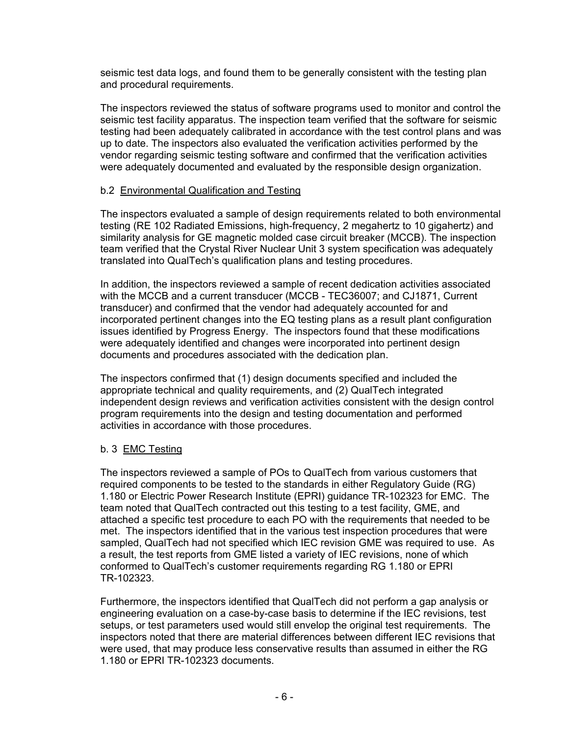seismic test data logs, and found them to be generally consistent with the testing plan and procedural requirements.

The inspectors reviewed the status of software programs used to monitor and control the seismic test facility apparatus. The inspection team verified that the software for seismic testing had been adequately calibrated in accordance with the test control plans and was up to date. The inspectors also evaluated the verification activities performed by the vendor regarding seismic testing software and confirmed that the verification activities were adequately documented and evaluated by the responsible design organization.

b.2 Environmental Qualification and Testing

The inspectors evaluated a sample of design requirements related to both environmental testing (RE 102 Radiated Emissions, high-frequency, 2 megahertz to 10 gigahertz) and similarity analysis for GE magnetic molded case circuit breaker (MCCB). The inspection team verified that the Crystal River Nuclear Unit 3 system specification was adequately translated into QualTech's qualification plans and testing procedures.

In addition, the inspectors reviewed a sample of recent dedication activities associated with the MCCB and a current transducer (MCCB - TEC36007; and CJ1871, Current transducer) and confirmed that the vendor had adequately accounted for and incorporated pertinent changes into the EQ testing plans as a result plant configuration issues identified by Progress Energy. The inspectors found that these modifications were adequately identified and changes were incorporated into pertinent design documents and procedures associated with the dedication plan.

The inspectors confirmed that (1) design documents specified and included the appropriate technical and quality requirements, and (2) QualTech integrated independent design reviews and verification activities consistent with the design control program requirements into the design and testing documentation and performed activities in accordance with those procedures.

b. 3 EMC Testing

The inspectors reviewed a sample of POs to QualTech from various customers that required components to be tested to the standards in either Regulatory Guide (RG) 1.180 or Electric Power Research Institute (EPRI) guidance TR-102323 for EMC. The team noted that QualTech contracted out this testing to a test facility, GME, and attached a specific test procedure to each PO with the requirements that needed to be met. The inspectors identified that in the various test inspection procedures that were sampled, QualTech had not specified which IEC revision GME was required to use. As a result, the test reports from GME listed a variety of IEC revisions, none of which conformed to QualTech's customer requirements regarding RG 1.180 or EPRI TR-102323.

Furthermore, the inspectors identified that QualTech did not perform a gap analysis or engineering evaluation on a case-by-case basis to determine if the IEC revisions, test setups, or test parameters used would still envelop the original test requirements. The inspectors noted that there are material differences between different IEC revisions that were used, that may produce less conservative results than assumed in either the RG 1.180 or EPRI TR-102323 documents.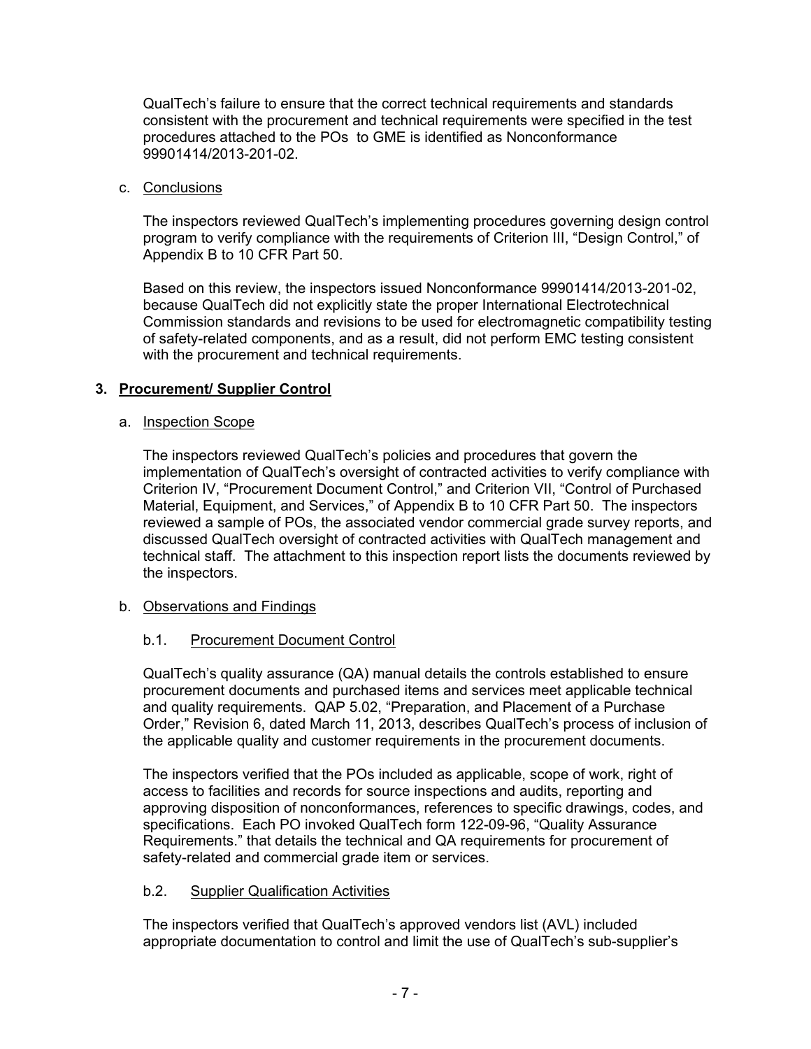QualTech's failure to ensure that the correct technical requirements and standards consistent with the procurement and technical requirements were specified in the test procedures attached to the POs to GME is identified as Nonconformance 99901414/2013-201-02.

c. Conclusions

The inspectors reviewed QualTech's implementing procedures governing design control program to verify compliance with the requirements of Criterion III, "Design Control," of Appendix B to 10 CFR Part 50.

Based on this review, the inspectors issued Nonconformance 99901414/2013-201-02, because QualTech did not explicitly state the proper International Electrotechnical Commission standards and revisions to be used for electromagnetic compatibility testing of safety-related components, and as a result, did not perform EMC testing consistent with the procurement and technical requirements.

## 3. Procurement/ Supplier Control

a. Inspection Scope

The inspectors reviewed QualTech's policies and procedures that govern the implementation of QualTech's oversight of contracted activities to verify compliance with Criterion IV, "Procurement Document Control," and Criterion VII, "Control of Purchased Material, Equipment, and Services," of Appendix B to 10 CFR Part 50. The inspectors reviewed a sample of POs, the associated vendor commercial grade survey reports, and discussed QualTech oversight of contracted activities with QualTech management and technical staff. The attachment to this inspection report lists the documents reviewed by the inspectors.

b. Observations and Findings

b.1. Procurement Document Control

QualTech's quality assurance (QA) manual details the controls established to ensure procurement documents and purchased items and services meet applicable technical and quality requirements. QAP 5.02, "Preparation, and Placement of a Purchase Order," Revision 6, dated March 11, 2013, describes QualTech's process of inclusion of the applicable quality and customer requirements in the procurement documents.

The inspectors verified that the POs included as applicable, scope of work, right of access to facilities and records for source inspections and audits, reporting and approving disposition of nonconformances, references to specific drawings, codes, and specifications. Each PO invoked QualTech form 122-09-96, "Quality Assurance Requirements." that details the technical and QA requirements for procurement of safety-related and commercial grade item or services.

b.2. Supplier Qualification Activities

The inspectors verified that QualTech's approved vendors list (AVL) included appropriate documentation to control and limit the use of QualTech's sub-supplier's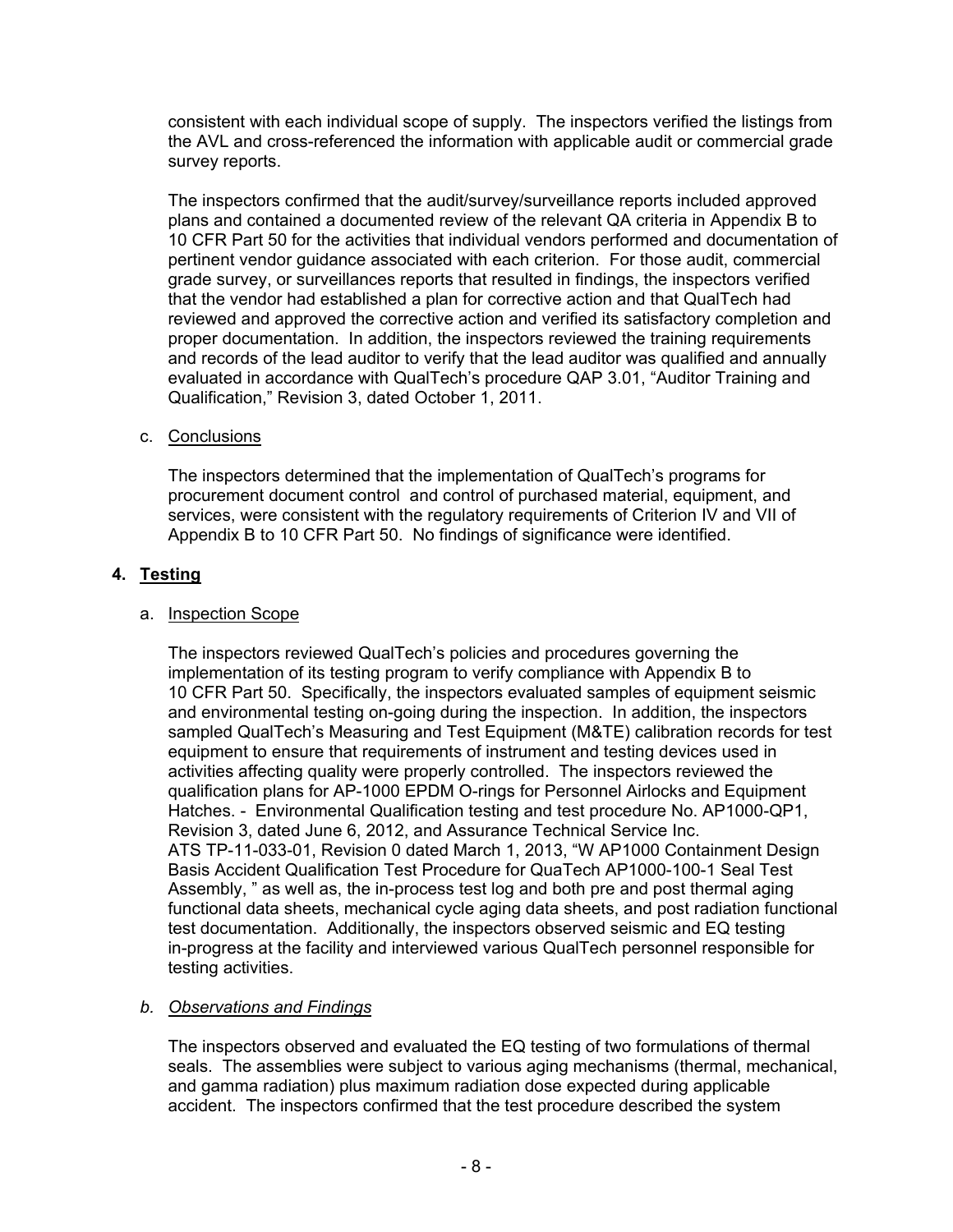consistent with each individual scope of supply. The inspectors verified the listings from the AVL and cross-referenced the information with applicable audit or commercial grade survey reports.

The inspectors confirmed that the audit/survey/surveillance reports included approved plans and contained a documented review of the relevant QA criteria in Appendix B to 10 CFR Part 50 for the activities that individual vendors performed and documentation of pertinent vendor guidance associated with each criterion. For those audit, commercial grade survey, or surveillances reports that resulted in findings, the inspectors verified that the vendor had established a plan for corrective action and that QualTech had reviewed and approved the corrective action and verified its satisfactory completion and proper documentation. In addition, the inspectors reviewed the training requirements and records of the lead auditor to verify that the lead auditor was qualified and annually evaluated in accordance with QualTech's procedure QAP 3.01, "Auditor Training and Qualification," Revision 3, dated October 1, 2011.

c. Conclusions

The inspectors determined that the implementation of QualTech's programs for procurement document control and control of purchased material, equipment, and services, were consistent with the regulatory requirements of Criterion IV and VII of Appendix B to 10 CFR Part 50. No findings of significance were identified.

## 4. Testing

a. Inspection Scope

The inspectors reviewed QualTech's policies and procedures governing the implementation of its testing program to verify compliance with Appendix B to 10 CFR Part 50. Specifically, the inspectors evaluated samples of equipment seismic and environmental testing on-going during the inspection. In addition, the inspectors sampled QualTech's Measuring and Test Equipment (M&TE) calibration records for test equipment to ensure that requirements of instrument and testing devices used in activities affecting quality were properly controlled. The inspectors reviewed the qualification plans for AP-1000 EPDM O-rings for Personnel Airlocks and Equipment Hatches. - Environmental Qualification testing and test procedure No. AP1000-QP1, Revision 3, dated June 6, 2012, and Assurance Technical Service Inc. ATS TP-11-033-01, Revision 0 dated March 1, 2013, "W AP1000 Containment Design Basis Accident Qualification Test Procedure for QuaTech AP1000-100-1 Seal Test Assembly, " as well as, the in-process test log and both pre and post thermal aging functional data sheets, mechanical cycle aging data sheets, and post radiation functional test documentation. Additionally, the inspectors observed seismic and EQ testing in-progress at the facility and interviewed various QualTech personnel responsible for testing activities.

*b. Observations and Findings*

The inspectors observed and evaluated the EQ testing of two formulations of thermal seals. The assemblies were subject to various aging mechanisms (thermal, mechanical, and gamma radiation) plus maximum radiation dose expected during applicable accident. The inspectors confirmed that the test procedure described the system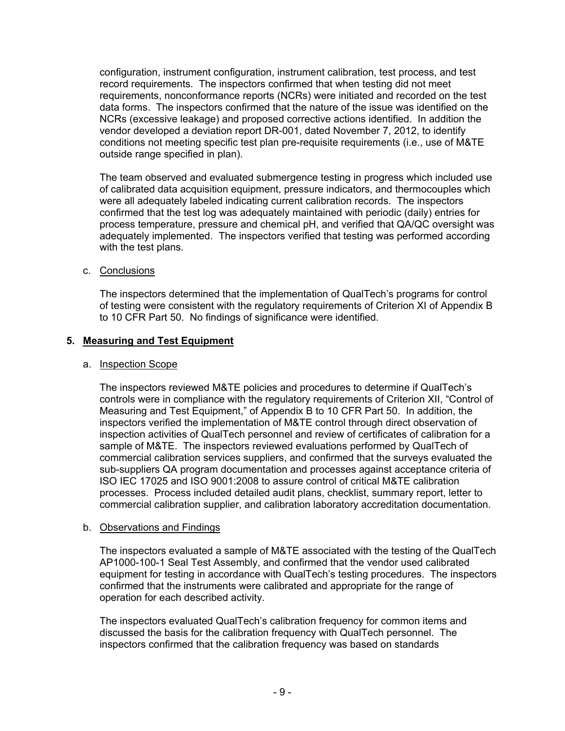configuration, instrument configuration, instrument calibration, test process, and test record requirements. The inspectors confirmed that when testing did not meet requirements, nonconformance reports (NCRs) were initiated and recorded on the test data forms. The inspectors confirmed that the nature of the issue was identified on the NCRs (excessive leakage) and proposed corrective actions identified. In addition the vendor developed a deviation report DR-001, dated November 7, 2012, to identify conditions not meeting specific test plan pre-requisite requirements (i.e., use of M&TE outside range specified in plan).

The team observed and evaluated submergence testing in progress which included use of calibrated data acquisition equipment, pressure indicators, and thermocouples which were all adequately labeled indicating current calibration records. The inspectors confirmed that the test log was adequately maintained with periodic (daily) entries for process temperature, pressure and chemical pH, and verified that QA/QC oversight was adequately implemented. The inspectors verified that testing was performed according with the test plans.

c. Conclusions

The inspectors determined that the implementation of QualTech's programs for control of testing were consistent with the regulatory requirements of Criterion XI of Appendix B to 10 CFR Part 50. No findings of significance were identified.

## 5. Measuring and Test Equipment

a. Inspection Scope

The inspectors reviewed M&TE policies and procedures to determine if QualTech's controls were in compliance with the regulatory requirements of Criterion XII, "Control of Measuring and Test Equipment," of Appendix B to 10 CFR Part 50. In addition, the inspectors verified the implementation of M&TE control through direct observation of inspection activities of QualTech personnel and review of certificates of calibration for a sample of M&TE. The inspectors reviewed evaluations performed by QualTech of commercial calibration services suppliers, and confirmed that the surveys evaluated the sub-suppliers QA program documentation and processes against acceptance criteria of ISO IEC 17025 and ISO 9001:2008 to assure control of critical M&TE calibration processes. Process included detailed audit plans, checklist, summary report, letter to commercial calibration supplier, and calibration laboratory accreditation documentation.

b. Observations and Findings

The inspectors evaluated a sample of M&TE associated with the testing of the QualTech AP1000-100-1 Seal Test Assembly, and confirmed that the vendor used calibrated equipment for testing in accordance with QualTech's testing procedures. The inspectors confirmed that the instruments were calibrated and appropriate for the range of operation for each described activity.

The inspectors evaluated QualTech's calibration frequency for common items and discussed the basis for the calibration frequency with QualTech personnel. The inspectors confirmed that the calibration frequency was based on standards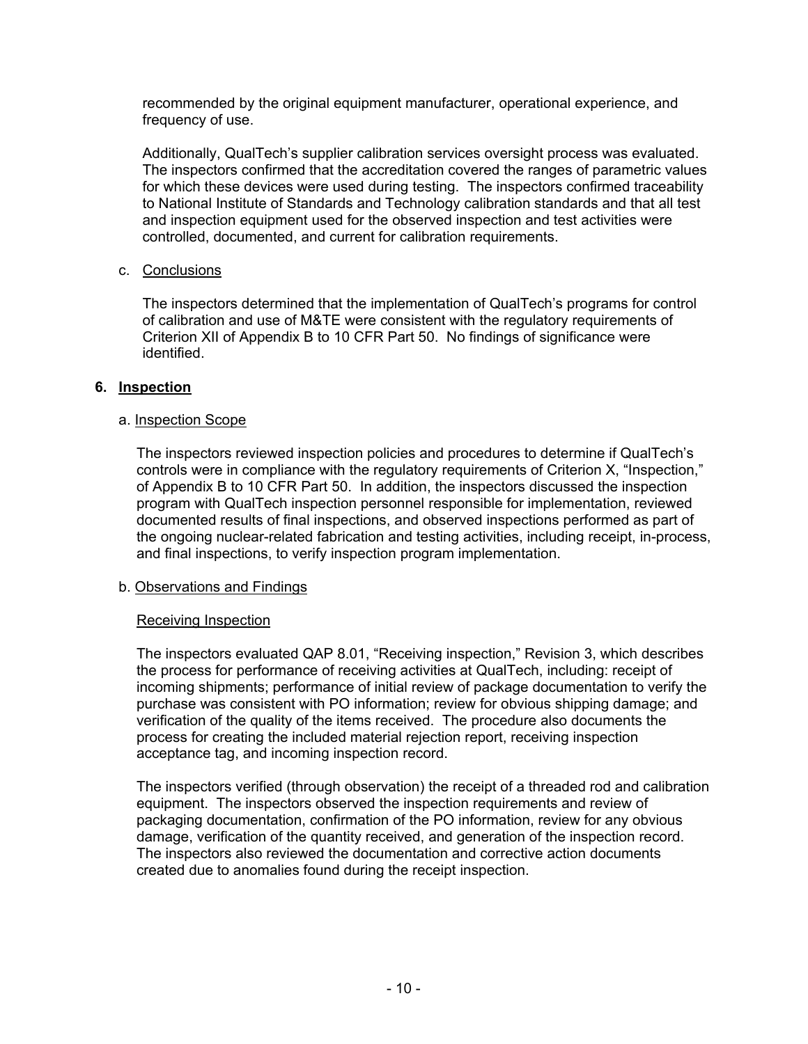recommended by the original equipment manufacturer, operational experience, and frequency of use.

Additionally, QualTech's supplier calibration services oversight process was evaluated. The inspectors confirmed that the accreditation covered the ranges of parametric values for which these devices were used during testing. The inspectors confirmed traceability to National Institute of Standards and Technology calibration standards and that all test and inspection equipment used for the observed inspection and test activities were controlled, documented, and current for calibration requirements.

c. Conclusions

The inspectors determined that the implementation of QualTech's programs for control of calibration and use of M&TE were consistent with the regulatory requirements of Criterion XII of Appendix B to 10 CFR Part 50. No findings of significance were identified.

## 6. Inspection

a. Inspection Scope

The inspectors reviewed inspection policies and procedures to determine if QualTech's controls were in compliance with the regulatory requirements of Criterion X, "Inspection," of Appendix B to 10 CFR Part 50. In addition, the inspectors discussed the inspection program with QualTech inspection personnel responsible for implementation, reviewed documented results of final inspections, and observed inspections performed as part of the ongoing nuclear-related fabrication and testing activities, including receipt, in-process, and final inspections, to verify inspection program implementation.

b. Observations and Findings

Receiving Inspection

The inspectors evaluated QAP 8.01, "Receiving inspection," Revision 3, which describes the process for performance of receiving activities at QualTech, including: receipt of incoming shipments; performance of initial review of package documentation to verify the purchase was consistent with PO information; review for obvious shipping damage; and verification of the quality of the items received. The procedure also documents the process for creating the included material rejection report, receiving inspection acceptance tag, and incoming inspection record.

The inspectors verified (through observation) the receipt of a threaded rod and calibration equipment. The inspectors observed the inspection requirements and review of packaging documentation, confirmation of the PO information, review for any obvious damage, verification of the quantity received, and generation of the inspection record. The inspectors also reviewed the documentation and corrective action documents created due to anomalies found during the receipt inspection.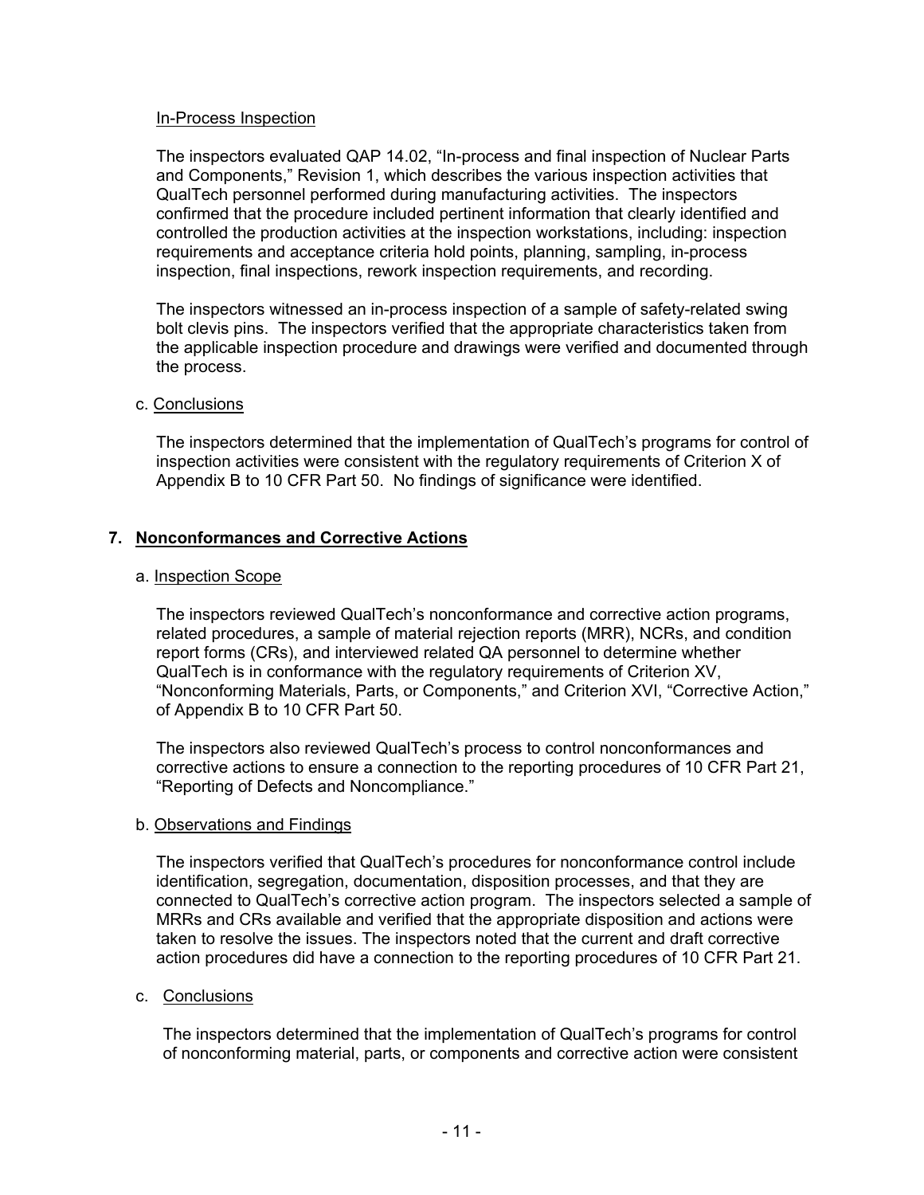In-Process Inspection

The inspectors evaluated QAP 14.02, "In-process and final inspection of Nuclear Parts and Components," Revision 1, which describes the various inspection activities that QualTech personnel performed during manufacturing activities. The inspectors confirmed that the procedure included pertinent information that clearly identified and controlled the production activities at the inspection workstations, including: inspection requirements and acceptance criteria hold points, planning, sampling, in-process inspection, final inspections, rework inspection requirements, and recording.

The inspectors witnessed an in-process inspection of a sample of safety-related swing bolt clevis pins. The inspectors verified that the appropriate characteristics taken from the applicable inspection procedure and drawings were verified and documented through the process.

c. Conclusions

The inspectors determined that the implementation of QualTech's programs for control of inspection activities were consistent with the regulatory requirements of Criterion X of Appendix B to 10 CFR Part 50. No findings of significance were identified.

## 7. Nonconformances and Corrective Actions

a. Inspection Scope

The inspectors reviewed QualTech's nonconformance and corrective action programs, related procedures, a sample of material rejection reports (MRR), NCRs, and condition report forms (CRs), and interviewed related QA personnel to determine whether QualTech is in conformance with the regulatory requirements of Criterion XV, "Nonconforming Materials, Parts, or Components," and Criterion XVI, "Corrective Action," of Appendix B to 10 CFR Part 50.

The inspectors also reviewed QualTech's process to control nonconformances and corrective actions to ensure a connection to the reporting procedures of 10 CFR Part 21, "Reporting of Defects and Noncompliance."

b. Observations and Findings

The inspectors verified that QualTech's procedures for nonconformance control include identification, segregation, documentation, disposition processes, and that they are connected to QualTech's corrective action program. The inspectors selected a sample of MRRs and CRs available and verified that the appropriate disposition and actions were taken to resolve the issues. The inspectors noted that the current and draft corrective action procedures did have a connection to the reporting procedures of 10 CFR Part 21.

c. Conclusions

The inspectors determined that the implementation of QualTech's programs for control of nonconforming material, parts, or components and corrective action were consistent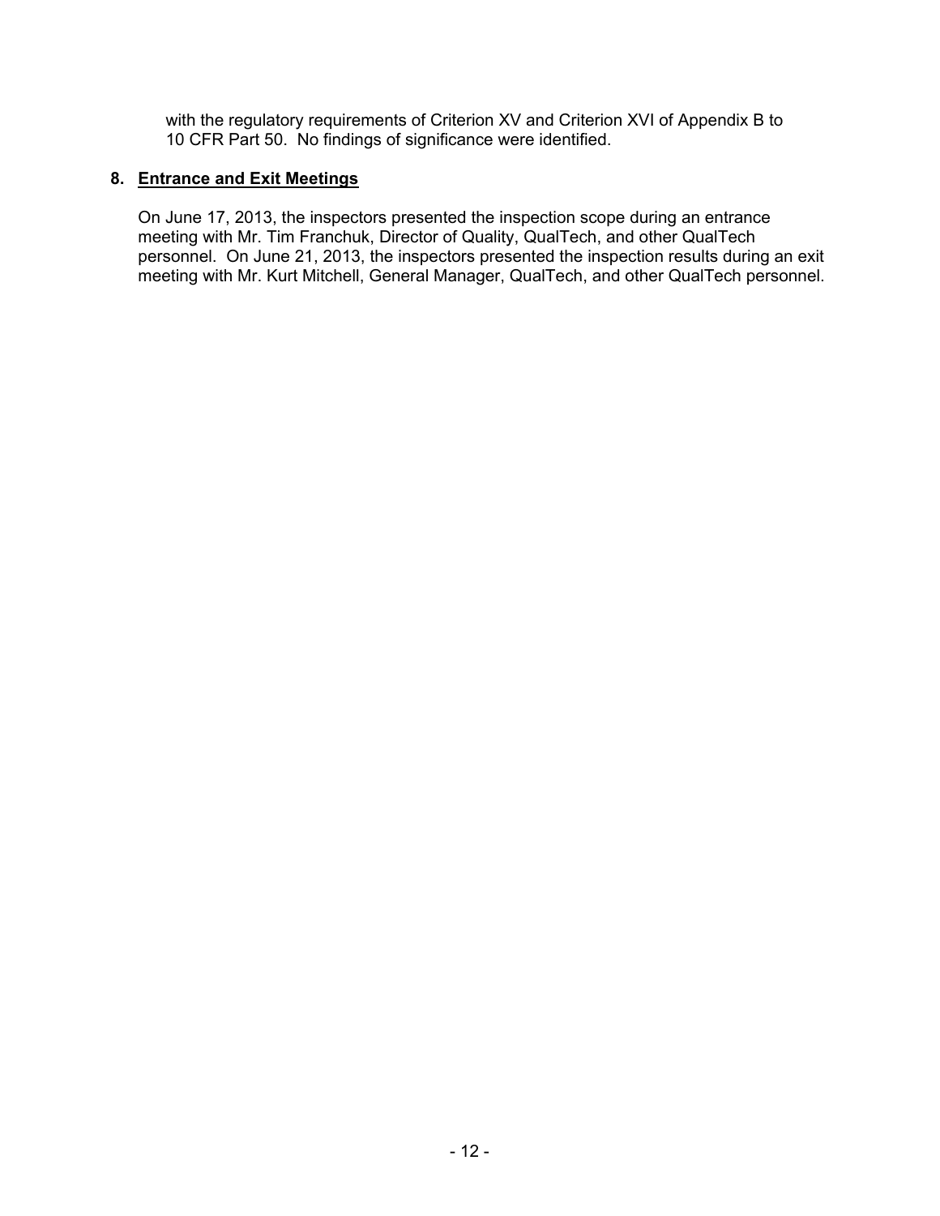with the regulatory requirements of Criterion XV and Criterion XVI of Appendix B to 10 CFR Part 50. No findings of significance were identified.

**8. Entrance and Exit Meetings**

On June 17, 2013, the inspectors presented the inspection scope during an entrance meeting with Mr. Tim Franchuk, Director of Quality, QualTech, and other QualTech personnel. On June 21, 2013, the inspectors presented the inspection results during an exit meeting with Mr. Kurt Mitchell, General Manager, QualTech, and other QualTech personnel.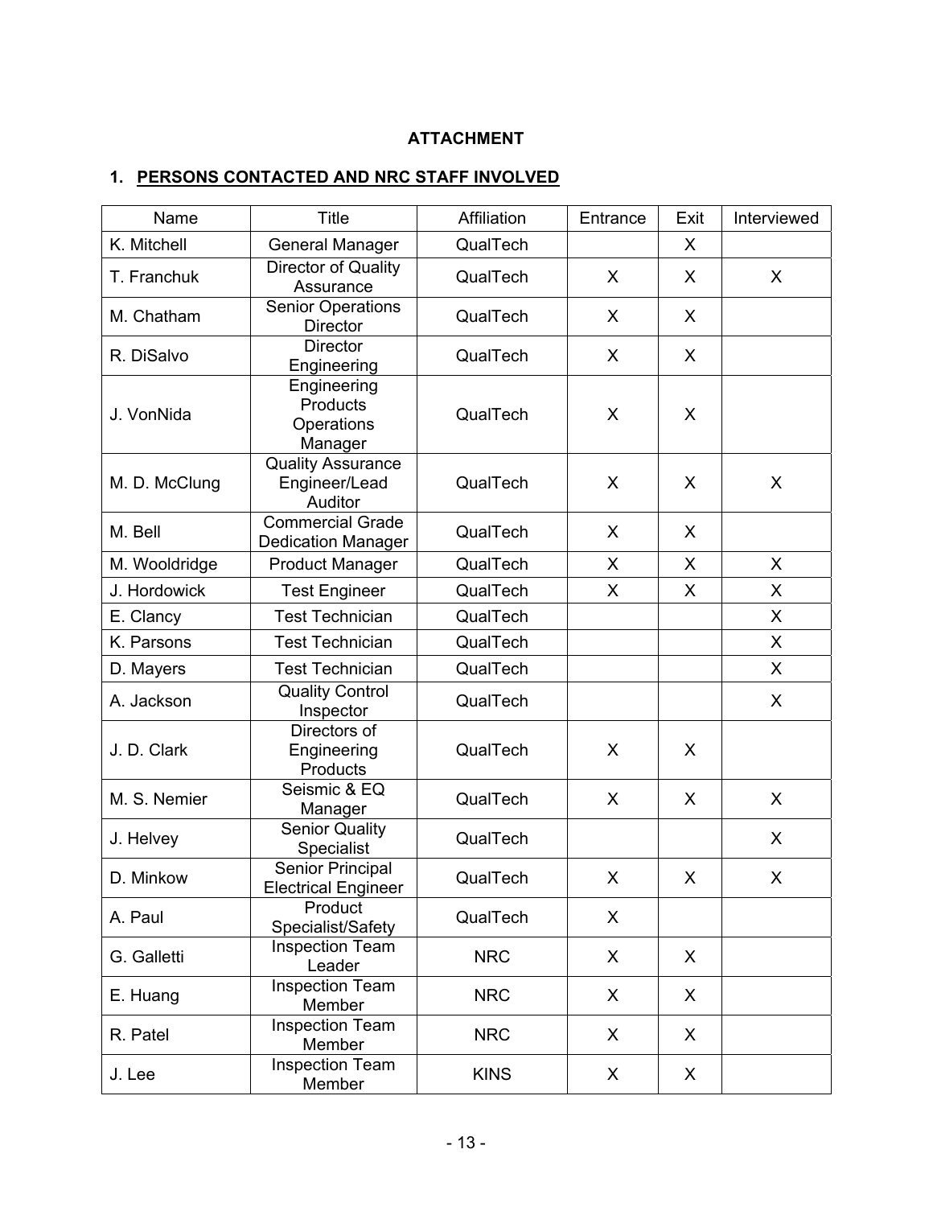**ATTACHMENT**

## 1. PERSONS CONTACTED AND NRC STAFF INVOLVED

| Name | Title | Affiliation | Entrance | Exit | Interviewed |
|---|---|---|---|---|---|
| K. Mitchell | General Manager | QualTech | | X | |
| T. Franchuk | Director of Quality Assurance | QualTech | X | X | X |
| M. Chatham | Senior Operations Director | QualTech | X | X | |
| R. DiSalvo | Director Engineering | QualTech | X | X | |
| J. VonNida | Engineering Products Operations Manager | QualTech | X | X | |
| M. D. McClung | Quality Assurance Engineer/Lead Auditor | QualTech | X | X | X |
| M. Bell | Commercial Grade Dedication Manager | QualTech | X | X | |
| M. Wooldridge | Product Manager | QualTech | X | X | X |
| J. Hordowick | Test Engineer | QualTech | X | X | X |
| E. Clancy | Test Technician | QualTech | | | X |
| K. Parsons | Test Technician | QualTech | | | X |
| D. Mayers | Test Technician | QualTech | | | X |
| A. Jackson | Quality Control Inspector | QualTech | | | X |
| J. D. Clark | Directors of Engineering Products | QualTech | X | X | |
| M. S. Nemier | Seismic & EQ Manager | QualTech | X | X | X |
| J. Helvey | Senior Quality Specialist | QualTech | | | X |
| D. Minkow | Senior Principal Electrical Engineer | QualTech | X | X | X |
| A. Paul | Product Specialist/Safety | QualTech | X | | |
| G. Galletti | Inspection Team Leader | NRC | X | X | |
| E. Huang | Inspection Team Member | NRC | X | X | |
| R. Patel | Inspection Team Member | NRC | X | X | |
| J. Lee | Inspection Team Member | KINS | X | X | |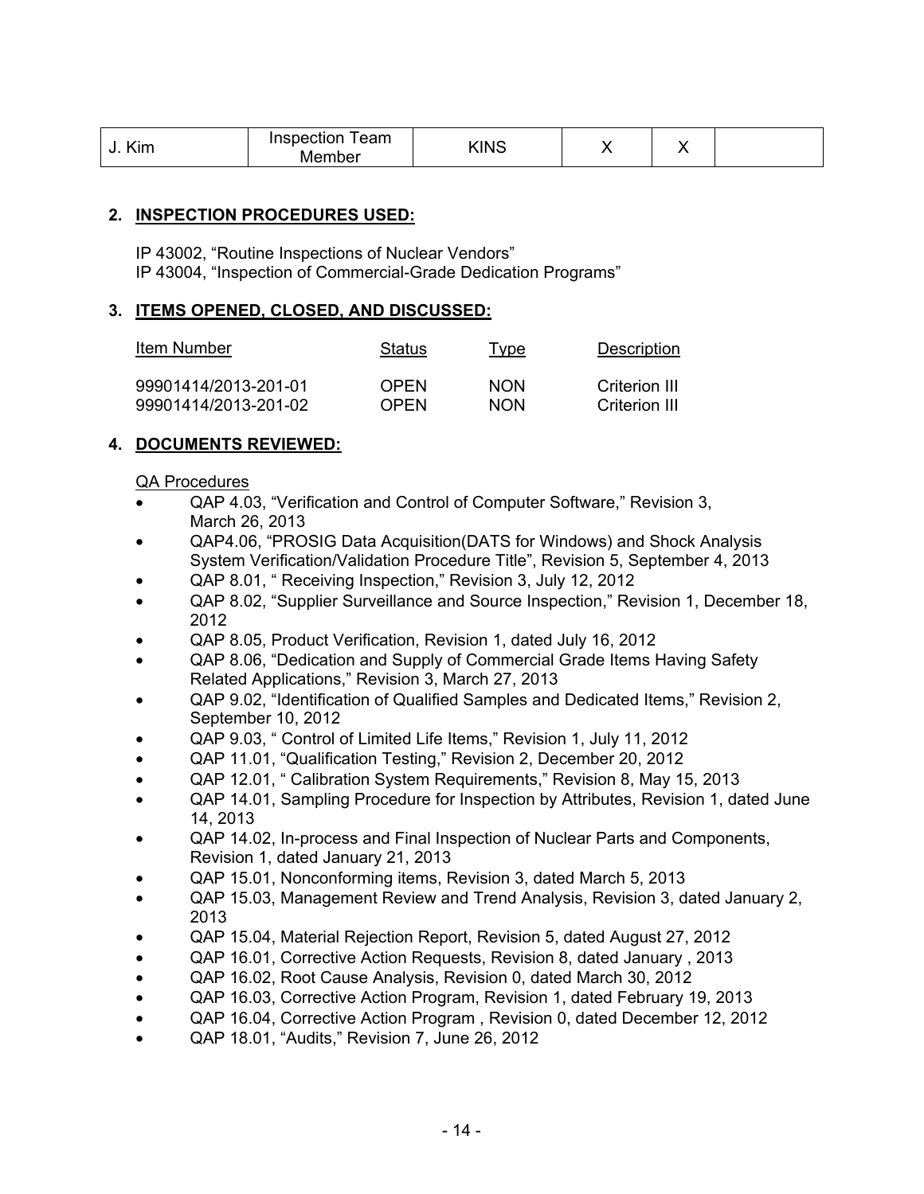| J. Kim | Inspection Team Member | KINS | X | X | |
|---|---|---|---|---|---|

## 2. INSPECTION PROCEDURES USED:

IP 43002, "Routine Inspections of Nuclear Vendors"
IP 43004, "Inspection of Commercial-Grade Dedication Programs"

## 3. ITEMS OPENED, CLOSED, AND DISCUSSED:

| Item Number | Status | Type | Description |
|---|---|---|---|
| 99901414/2013-201-01 | OPEN | NON | Criterion III |
| 99901414/2013-201-02 | OPEN | NON | Criterion III |

## 4. DOCUMENTS REVIEWED:

QA Procedures

- QAP 4.03, "Verification and Control of Computer Software," Revision 3, March 26, 2013
- QAP4.06, "PROSIG Data Acquisition(DATS for Windows) and Shock Analysis System Verification/Validation Procedure Title", Revision 5, September 4, 2013
- QAP 8.01, " Receiving Inspection," Revision 3, July 12, 2012
- QAP 8.02, "Supplier Surveillance and Source Inspection," Revision 1, December 18, 2012
- QAP 8.05, Product Verification, Revision 1, dated July 16, 2012
- QAP 8.06, "Dedication and Supply of Commercial Grade Items Having Safety Related Applications," Revision 3, March 27, 2013
- QAP 9.02, "Identification of Qualified Samples and Dedicated Items," Revision 2, September 10, 2012
- QAP 9.03, " Control of Limited Life Items," Revision 1, July 11, 2012
- QAP 11.01, "Qualification Testing," Revision 2, December 20, 2012
- QAP 12.01, " Calibration System Requirements," Revision 8, May 15, 2013
- QAP 14.01, Sampling Procedure for Inspection by Attributes, Revision 1, dated June 14, 2013
- QAP 14.02, In-process and Final Inspection of Nuclear Parts and Components, Revision 1, dated January 21, 2013
- QAP 15.01, Nonconforming items, Revision 3, dated March 5, 2013
- QAP 15.03, Management Review and Trend Analysis, Revision 3, dated January 2, 2013
- QAP 15.04, Material Rejection Report, Revision 5, dated August 27, 2012
- QAP 16.01, Corrective Action Requests, Revision 8, dated January , 2013
- QAP 16.02, Root Cause Analysis, Revision 0, dated March 30, 2012
- QAP 16.03, Corrective Action Program, Revision 1, dated February 19, 2013
- QAP 16.04, Corrective Action Program , Revision 0, dated December 12, 2012
- QAP 18.01, "Audits," Revision 7, June 26, 2012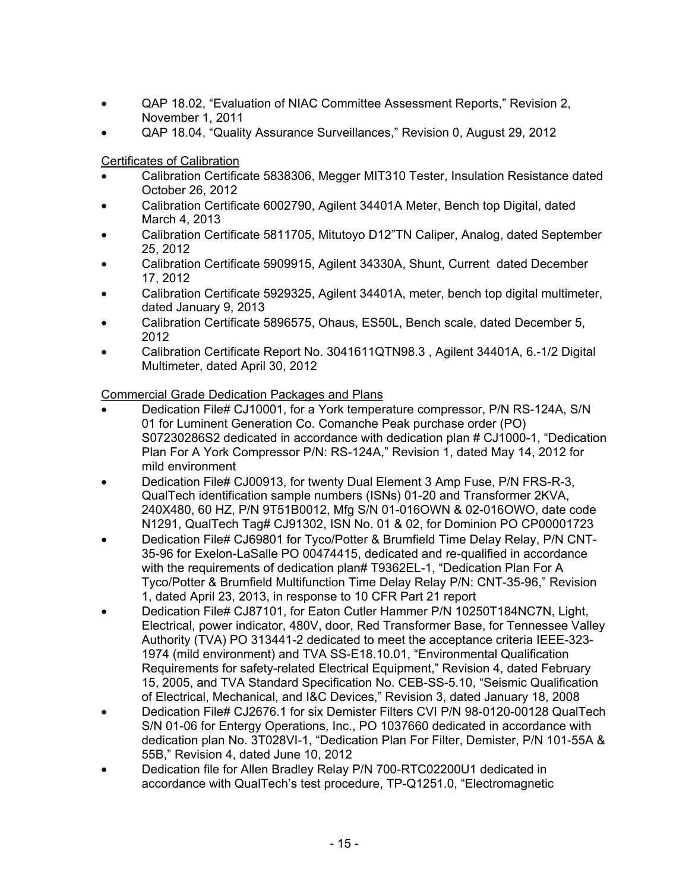- QAP 18.02, “Evaluation of NIAC Committee Assessment Reports,” Revision 2, November 1, 2011
- QAP 18.04, “Quality Assurance Surveillances,” Revision 0, August 29, 2012

Certificates of Calibration

- Calibration Certificate 5838306, Megger MIT310 Tester, Insulation Resistance dated October 26, 2012
- Calibration Certificate 6002790, Agilent 34401A Meter, Bench top Digital, dated March 4, 2013
- Calibration Certificate 5811705, Mitutoyo D12”TN Caliper, Analog, dated September 25, 2012
- Calibration Certificate 5909915, Agilent 34330A, Shunt, Current dated December 17, 2012
- Calibration Certificate 5929325, Agilent 34401A, meter, bench top digital multimeter, dated January 9, 2013
- Calibration Certificate 5896575, Ohaus, ES50L, Bench scale, dated December 5, 2012
- Calibration Certificate Report No. 3041611QTN98.3 , Agilent 34401A, 6.-1/2 Digital Multimeter, dated April 30, 2012

Commercial Grade Dedication Packages and Plans

- Dedication File# CJ10001, for a York temperature compressor, P/N RS-124A, S/N 01 for Luminent Generation Co. Comanche Peak purchase order (PO) S07230286S2 dedicated in accordance with dedication plan # CJ1000-1, “Dedication Plan For A York Compressor P/N: RS-124A,” Revision 1, dated May 14, 2012 for mild environment
- Dedication File# CJ00913, for twenty Dual Element 3 Amp Fuse, P/N FRS-R-3, QualTech identification sample numbers (ISNs) 01-20 and Transformer 2KVA, 240X480, 60 HZ, P/N 9T51B0012, Mfg S/N 01-016OWN & 02-016OWO, date code N1291, QualTech Tag# CJ91302, ISN No. 01 & 02, for Dominion PO CP00001723
- Dedication File# CJ69801 for Tyco/Potter & Brumfield Time Delay Relay, P/N CNT-35-96 for Exelon-LaSalle PO 00474415, dedicated and re-qualified in accordance with the requirements of dedication plan# T9362EL-1, “Dedication Plan For A Tyco/Potter & Brumfield Multifunction Time Delay Relay P/N: CNT-35-96,” Revision 1, dated April 23, 2013, in response to 10 CFR Part 21 report
- Dedication File# CJ87101, for Eaton Cutler Hammer P/N 10250T184NC7N, Light, Electrical, power indicator, 480V, door, Red Transformer Base, for Tennessee Valley Authority (TVA) PO 313441-2 dedicated to meet the acceptance criteria IEEE-323-1974 (mild environment) and TVA SS-E18.10.01, “Environmental Qualification Requirements for safety-related Electrical Equipment,” Revision 4, dated February 15, 2005, and TVA Standard Specification No. CEB-SS-5.10, “Seismic Qualification of Electrical, Mechanical, and I&C Devices,” Revision 3, dated January 18, 2008
- Dedication File# CJ2676.1 for six Demister Filters CVI P/N 98-0120-00128 QualTech S/N 01-06 for Entergy Operations, Inc., PO 1037660 dedicated in accordance with dedication plan No. 3T028VI-1, “Dedication Plan For Filter, Demister, P/N 101-55A & 55B,” Revision 4, dated June 10, 2012
- Dedication file for Allen Bradley Relay P/N 700-RTC02200U1 dedicated in accordance with QualTech’s test procedure, TP-Q1251.0, “Electromagnetic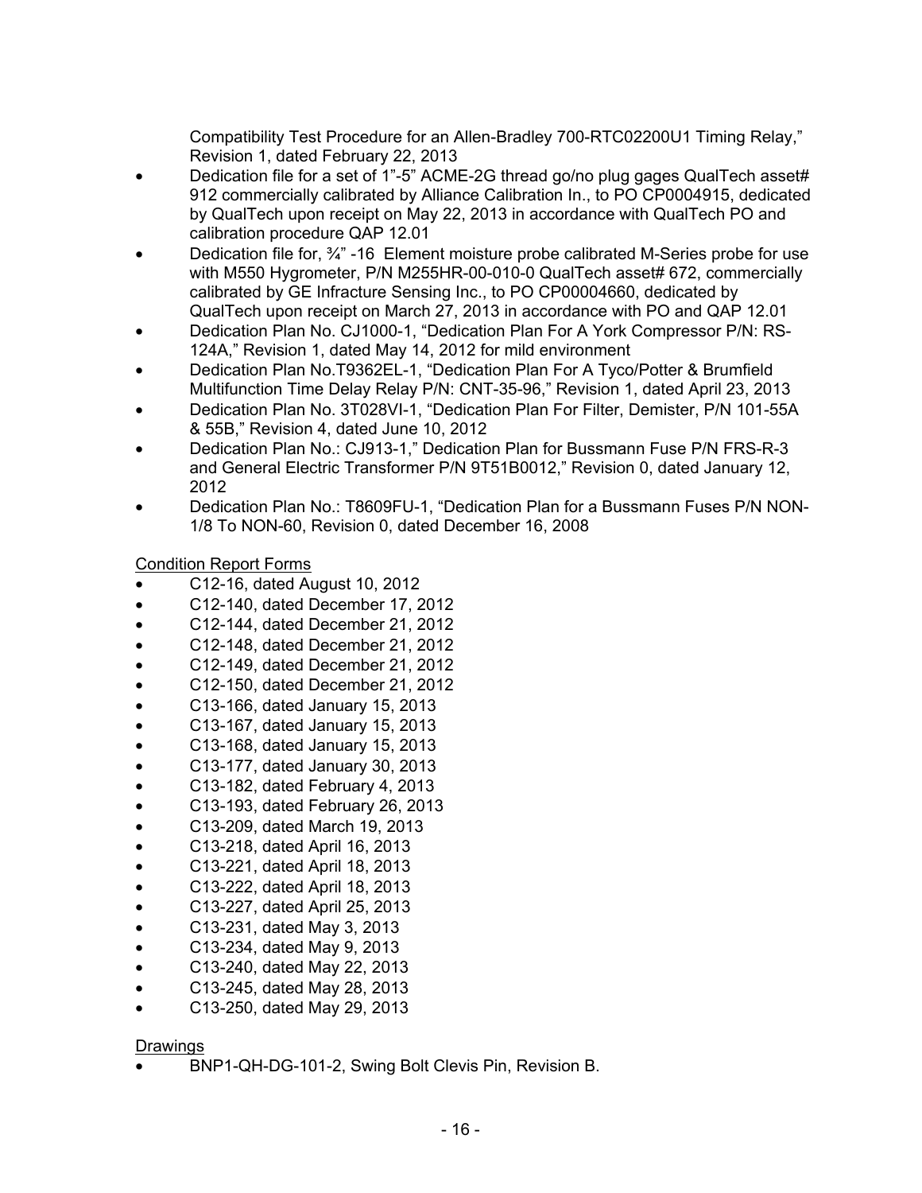Compatibility Test Procedure for an Allen-Bradley 700-RTC02200U1 Timing Relay," Revision 1, dated February 22, 2013

- Dedication file for a set of 1"-5" ACME-2G thread go/no plug gages QualTech asset# 912 commercially calibrated by Alliance Calibration In., to PO CP0004915, dedicated by QualTech upon receipt on May 22, 2013 in accordance with QualTech PO and calibration procedure QAP 12.01
- Dedication file for, ¾" -16 Element moisture probe calibrated M-Series probe for use with M550 Hygrometer, P/N M255HR-00-010-0 QualTech asset# 672, commercially calibrated by GE Infracture Sensing Inc., to PO CP00004660, dedicated by QualTech upon receipt on March 27, 2013 in accordance with PO and QAP 12.01
- Dedication Plan No. CJ1000-1, "Dedication Plan For A York Compressor P/N: RS-124A," Revision 1, dated May 14, 2012 for mild environment
- Dedication Plan No.T9362EL-1, "Dedication Plan For A Tyco/Potter & Brumfield Multifunction Time Delay Relay P/N: CNT-35-96," Revision 1, dated April 23, 2013
- Dedication Plan No. 3T028VI-1, "Dedication Plan For Filter, Demister, P/N 101-55A & 55B," Revision 4, dated June 10, 2012
- Dedication Plan No.: CJ913-1," Dedication Plan for Bussmann Fuse P/N FRS-R-3 and General Electric Transformer P/N 9T51B0012," Revision 0, dated January 12, 2012
- Dedication Plan No.: T8609FU-1, "Dedication Plan for a Bussmann Fuses P/N NON-1/8 To NON-60, Revision 0, dated December 16, 2008

Condition Report Forms

- C12-16, dated August 10, 2012
- C12-140, dated December 17, 2012
- C12-144, dated December 21, 2012
- C12-148, dated December 21, 2012
- C12-149, dated December 21, 2012
- C12-150, dated December 21, 2012
- C13-166, dated January 15, 2013
- C13-167, dated January 15, 2013
- C13-168, dated January 15, 2013
- C13-177, dated January 30, 2013
- C13-182, dated February 4, 2013
- C13-193, dated February 26, 2013
- C13-209, dated March 19, 2013
- C13-218, dated April 16, 2013
- C13-221, dated April 18, 2013
- C13-222, dated April 18, 2013
- C13-227, dated April 25, 2013
- C13-231, dated May 3, 2013
- C13-234, dated May 9, 2013
- C13-240, dated May 22, 2013
- C13-245, dated May 28, 2013
- C13-250, dated May 29, 2013

Drawings

- BNP1-QH-DG-101-2, Swing Bolt Clevis Pin, Revision B.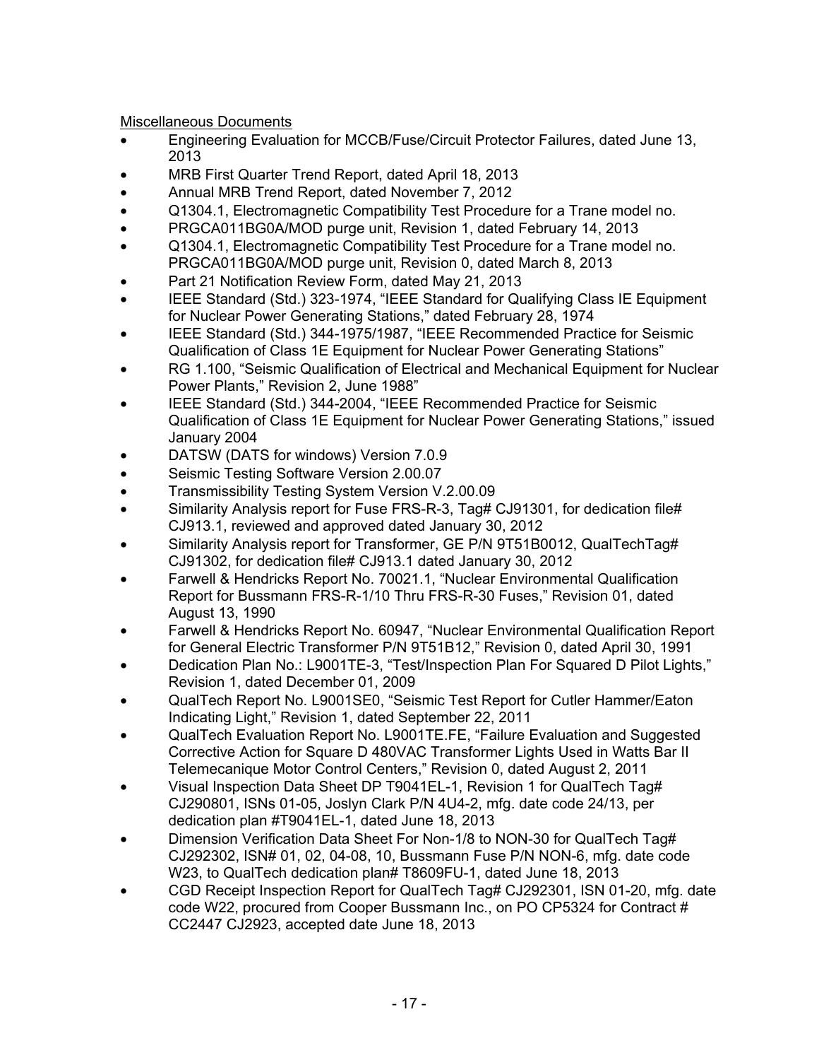Miscellaneous Documents

- Engineering Evaluation for MCCB/Fuse/Circuit Protector Failures, dated June 13, 2013
- MRB First Quarter Trend Report, dated April 18, 2013
- Annual MRB Trend Report, dated November 7, 2012
- Q1304.1, Electromagnetic Compatibility Test Procedure for a Trane model no.
- PRGCA011BG0A/MOD purge unit, Revision 1, dated February 14, 2013
- Q1304.1, Electromagnetic Compatibility Test Procedure for a Trane model no. PRGCA011BG0A/MOD purge unit, Revision 0, dated March 8, 2013
- Part 21 Notification Review Form, dated May 21, 2013
- IEEE Standard (Std.) 323-1974, "IEEE Standard for Qualifying Class IE Equipment for Nuclear Power Generating Stations," dated February 28, 1974
- IEEE Standard (Std.) 344-1975/1987, "IEEE Recommended Practice for Seismic Qualification of Class 1E Equipment for Nuclear Power Generating Stations"
- RG 1.100, "Seismic Qualification of Electrical and Mechanical Equipment for Nuclear Power Plants," Revision 2, June 1988"
- IEEE Standard (Std.) 344-2004, "IEEE Recommended Practice for Seismic Qualification of Class 1E Equipment for Nuclear Power Generating Stations," issued January 2004
- DATSW (DATS for windows) Version 7.0.9
- Seismic Testing Software Version 2.00.07
- Transmissibility Testing System Version V.2.00.09
- Similarity Analysis report for Fuse FRS-R-3, Tag# CJ91301, for dedication file# CJ913.1, reviewed and approved dated January 30, 2012
- Similarity Analysis report for Transformer, GE P/N 9T51B0012, QualTechTag# CJ91302, for dedication file# CJ913.1 dated January 30, 2012
- Farwell & Hendricks Report No. 70021.1, "Nuclear Environmental Qualification Report for Bussmann FRS-R-1/10 Thru FRS-R-30 Fuses," Revision 01, dated August 13, 1990
- Farwell & Hendricks Report No. 60947, "Nuclear Environmental Qualification Report for General Electric Transformer P/N 9T51B12," Revision 0, dated April 30, 1991
- Dedication Plan No.: L9001TE-3, "Test/Inspection Plan For Squared D Pilot Lights," Revision 1, dated December 01, 2009
- QualTech Report No. L9001SE0, "Seismic Test Report for Cutler Hammer/Eaton Indicating Light," Revision 1, dated September 22, 2011
- QualTech Evaluation Report No. L9001TE.FE, "Failure Evaluation and Suggested Corrective Action for Square D 480VAC Transformer Lights Used in Watts Bar II Telemecanique Motor Control Centers," Revision 0, dated August 2, 2011
- Visual Inspection Data Sheet DP T9041EL-1, Revision 1 for QualTech Tag# CJ290801, ISNs 01-05, Joslyn Clark P/N 4U4-2, mfg. date code 24/13, per dedication plan #T9041EL-1, dated June 18, 2013
- Dimension Verification Data Sheet For Non-1/8 to NON-30 for QualTech Tag# CJ292302, ISN# 01, 02, 04-08, 10, Bussmann Fuse P/N NON-6, mfg. date code W23, to QualTech dedication plan# T8609FU-1, dated June 18, 2013
- CGD Receipt Inspection Report for QualTech Tag# CJ292301, ISN 01-20, mfg. date code W22, procured from Cooper Bussmann Inc., on PO CP5324 for Contract # CC2447 CJ2923, accepted date June 18, 2013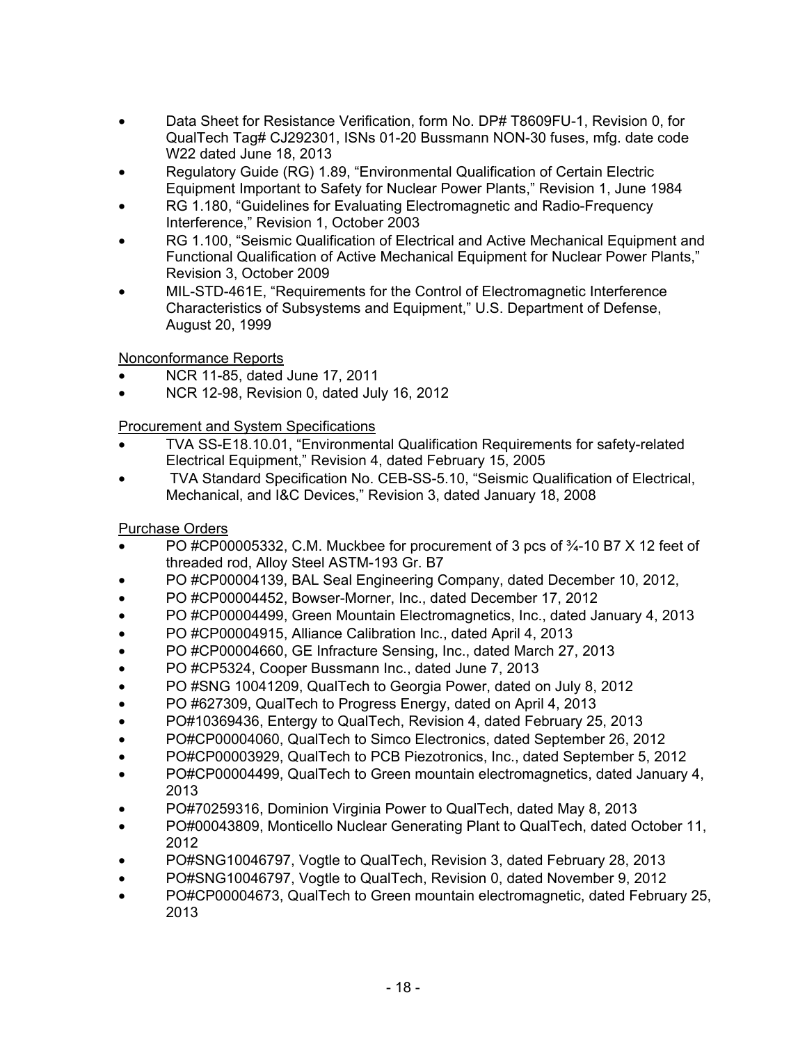- Data Sheet for Resistance Verification, form No. DP# T8609FU-1, Revision 0, for QualTech Tag# CJ292301, ISNs 01-20 Bussmann NON-30 fuses, mfg. date code W22 dated June 18, 2013
- Regulatory Guide (RG) 1.89, "Environmental Qualification of Certain Electric Equipment Important to Safety for Nuclear Power Plants," Revision 1, June 1984
- RG 1.180, "Guidelines for Evaluating Electromagnetic and Radio-Frequency Interference," Revision 1, October 2003
- RG 1.100, "Seismic Qualification of Electrical and Active Mechanical Equipment and Functional Qualification of Active Mechanical Equipment for Nuclear Power Plants," Revision 3, October 2009
- MIL-STD-461E, "Requirements for the Control of Electromagnetic Interference Characteristics of Subsystems and Equipment," U.S. Department of Defense, August 20, 1999

Nonconformance Reports

- NCR 11-85, dated June 17, 2011
- NCR 12-98, Revision 0, dated July 16, 2012

Procurement and System Specifications

- TVA SS-E18.10.01, "Environmental Qualification Requirements for safety-related Electrical Equipment," Revision 4, dated February 15, 2005
- TVA Standard Specification No. CEB-SS-5.10, "Seismic Qualification of Electrical, Mechanical, and I&C Devices," Revision 3, dated January 18, 2008

Purchase Orders

- PO #CP00005332, C.M. Muckbee for procurement of 3 pcs of ¾-10 B7 X 12 feet of threaded rod, Alloy Steel ASTM-193 Gr. B7
- PO #CP00004139, BAL Seal Engineering Company, dated December 10, 2012,
- PO #CP00004452, Bowser-Morner, Inc., dated December 17, 2012
- PO #CP00004499, Green Mountain Electromagnetics, Inc., dated January 4, 2013
- PO #CP00004915, Alliance Calibration Inc., dated April 4, 2013
- PO #CP00004660, GE Infracture Sensing, Inc., dated March 27, 2013
- PO #CP5324, Cooper Bussmann Inc., dated June 7, 2013
- PO #SNG 10041209, QualTech to Georgia Power, dated on July 8, 2012
- PO #627309, QualTech to Progress Energy, dated on April 4, 2013
- PO#10369436, Entergy to QualTech, Revision 4, dated February 25, 2013
- PO#CP00004060, QualTech to Simco Electronics, dated September 26, 2012
- PO#CP00003929, QualTech to PCB Piezotronics, Inc., dated September 5, 2012
- PO#CP00004499, QualTech to Green mountain electromagnetics, dated January 4, 2013
- PO#70259316, Dominion Virginia Power to QualTech, dated May 8, 2013
- PO#00043809, Monticello Nuclear Generating Plant to QualTech, dated October 11, 2012
- PO#SNG10046797, Vogtle to QualTech, Revision 3, dated February 28, 2013
- PO#SNG10046797, Vogtle to QualTech, Revision 0, dated November 9, 2012
- PO#CP00004673, QualTech to Green mountain electromagnetic, dated February 25, 2013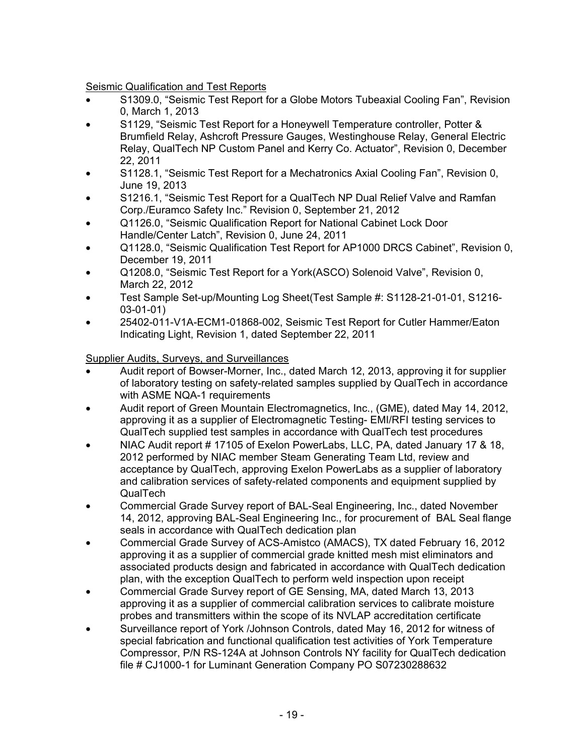Seismic Qualification and Test Reports

- S1309.0, "Seismic Test Report for a Globe Motors Tubeaxial Cooling Fan", Revision 0, March 1, 2013
- S1129, "Seismic Test Report for a Honeywell Temperature controller, Potter & Brumfield Relay, Ashcroft Pressure Gauges, Westinghouse Relay, General Electric Relay, QualTech NP Custom Panel and Kerry Co. Actuator", Revision 0, December 22, 2011
- S1128.1, "Seismic Test Report for a Mechatronics Axial Cooling Fan", Revision 0, June 19, 2013
- S1216.1, "Seismic Test Report for a QualTech NP Dual Relief Valve and Ramfan Corp./Euramco Safety Inc." Revision 0, September 21, 2012
- Q1126.0, "Seismic Qualification Report for National Cabinet Lock Door Handle/Center Latch", Revision 0, June 24, 2011
- Q1128.0, "Seismic Qualification Test Report for AP1000 DRCS Cabinet", Revision 0, December 19, 2011
- Q1208.0, "Seismic Test Report for a York(ASCO) Solenoid Valve", Revision 0, March 22, 2012
- Test Sample Set-up/Mounting Log Sheet(Test Sample #: S1128-21-01-01, S1216-03-01-01)
- 25402-011-V1A-ECM1-01868-002, Seismic Test Report for Cutler Hammer/Eaton Indicating Light, Revision 1, dated September 22, 2011

Supplier Audits, Surveys, and Surveillances

- Audit report of Bowser-Morner, Inc., dated March 12, 2013, approving it for supplier of laboratory testing on safety-related samples supplied by QualTech in accordance with ASME NQA-1 requirements
- Audit report of Green Mountain Electromagnetics, Inc., (GME), dated May 14, 2012, approving it as a supplier of Electromagnetic Testing- EMI/RFI testing services to QualTech supplied test samples in accordance with QualTech test procedures
- NIAC Audit report # 17105 of Exelon PowerLabs, LLC, PA, dated January 17 & 18, 2012 performed by NIAC member Steam Generating Team Ltd, review and acceptance by QualTech, approving Exelon PowerLabs as a supplier of laboratory and calibration services of safety-related components and equipment supplied by QualTech
- Commercial Grade Survey report of BAL-Seal Engineering, Inc., dated November 14, 2012, approving BAL-Seal Engineering Inc., for procurement of BAL Seal flange seals in accordance with QualTech dedication plan
- Commercial Grade Survey of ACS-Amistco (AMACS), TX dated February 16, 2012 approving it as a supplier of commercial grade knitted mesh mist eliminators and associated products design and fabricated in accordance with QualTech dedication plan, with the exception QualTech to perform weld inspection upon receipt
- Commercial Grade Survey report of GE Sensing, MA, dated March 13, 2013 approving it as a supplier of commercial calibration services to calibrate moisture probes and transmitters within the scope of its NVLAP accreditation certificate
- Surveillance report of York /Johnson Controls, dated May 16, 2012 for witness of special fabrication and functional qualification test activities of York Temperature Compressor, P/N RS-124A at Johnson Controls NY facility for QualTech dedication file # CJ1000-1 for Luminant Generation Company PO S07230288632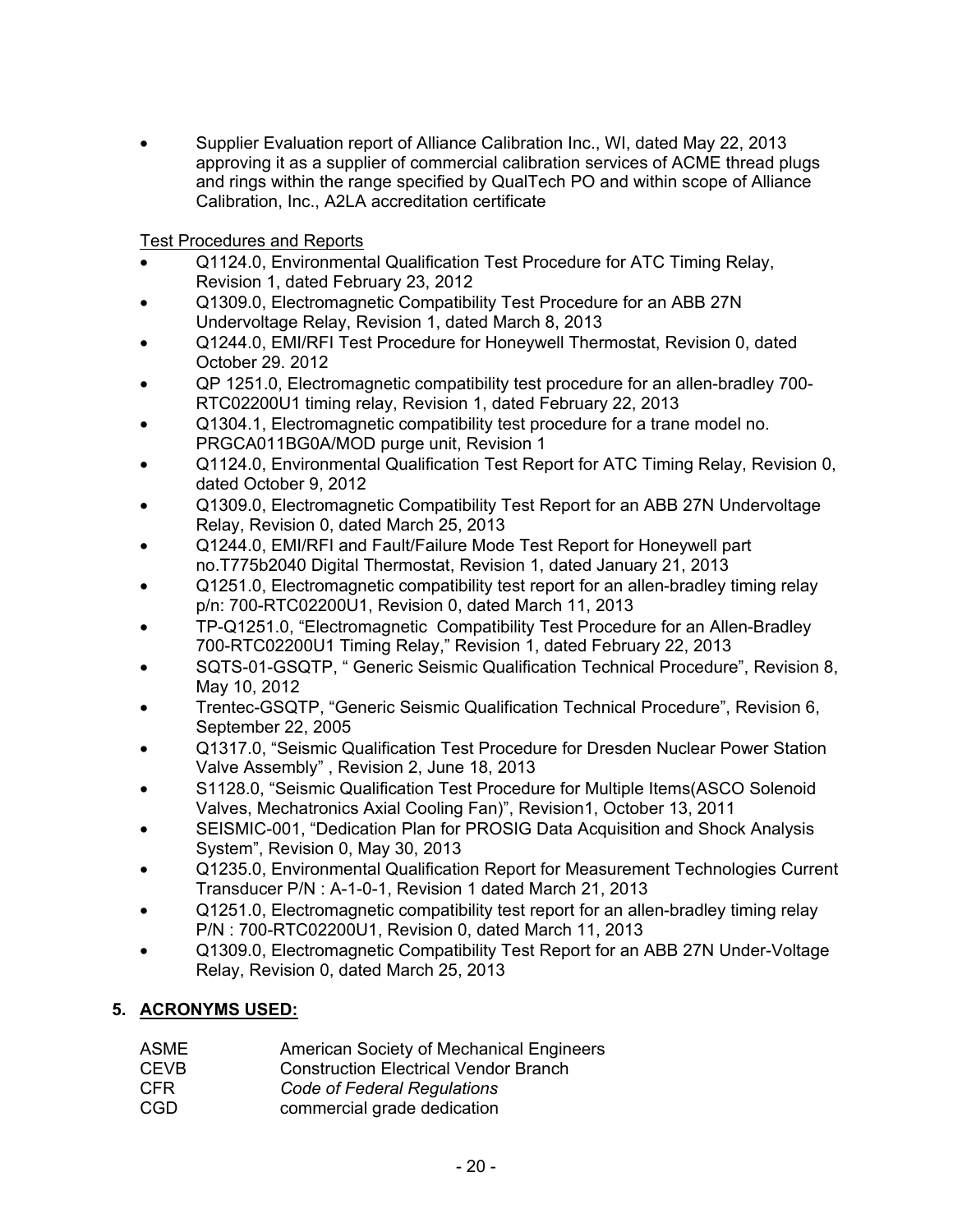- Supplier Evaluation report of Alliance Calibration Inc., WI, dated May 22, 2013 approving it as a supplier of commercial calibration services of ACME thread plugs and rings within the range specified by QualTech PO and within scope of Alliance Calibration, Inc., A2LA accreditation certificate

Test Procedures and Reports

- Q1124.0, Environmental Qualification Test Procedure for ATC Timing Relay, Revision 1, dated February 23, 2012
- Q1309.0, Electromagnetic Compatibility Test Procedure for an ABB 27N Undervoltage Relay, Revision 1, dated March 8, 2013
- Q1244.0, EMI/RFI Test Procedure for Honeywell Thermostat, Revision 0, dated October 29. 2012
- QP 1251.0, Electromagnetic compatibility test procedure for an allen-bradley 700-RTC02200U1 timing relay, Revision 1, dated February 22, 2013
- Q1304.1, Electromagnetic compatibility test procedure for a trane model no. PRGCA011BG0A/MOD purge unit, Revision 1
- Q1124.0, Environmental Qualification Test Report for ATC Timing Relay, Revision 0, dated October 9, 2012
- Q1309.0, Electromagnetic Compatibility Test Report for an ABB 27N Undervoltage Relay, Revision 0, dated March 25, 2013
- Q1244.0, EMI/RFI and Fault/Failure Mode Test Report for Honeywell part no.T775b2040 Digital Thermostat, Revision 1, dated January 21, 2013
- Q1251.0, Electromagnetic compatibility test report for an allen-bradley timing relay p/n: 700-RTC02200U1, Revision 0, dated March 11, 2013
- TP-Q1251.0, "Electromagnetic Compatibility Test Procedure for an Allen-Bradley 700-RTC02200U1 Timing Relay," Revision 1, dated February 22, 2013
- SQTS-01-GSQTP, " Generic Seismic Qualification Technical Procedure", Revision 8, May 10, 2012
- Trentec-GSQTP, "Generic Seismic Qualification Technical Procedure", Revision 6, September 22, 2005
- Q1317.0, "Seismic Qualification Test Procedure for Dresden Nuclear Power Station Valve Assembly" , Revision 2, June 18, 2013
- S1128.0, "Seismic Qualification Test Procedure for Multiple Items(ASCO Solenoid Valves, Mechatronics Axial Cooling Fan)", Revision1, October 13, 2011
- SEISMIC-001, "Dedication Plan for PROSIG Data Acquisition and Shock Analysis System", Revision 0, May 30, 2013
- Q1235.0, Environmental Qualification Report for Measurement Technologies Current Transducer P/N : A-1-0-1, Revision 1 dated March 21, 2013
- Q1251.0, Electromagnetic compatibility test report for an allen-bradley timing relay P/N : 700-RTC02200U1, Revision 0, dated March 11, 2013
- Q1309.0, Electromagnetic Compatibility Test Report for an ABB 27N Under-Voltage Relay, Revision 0, dated March 25, 2013

## 5. ACRONYMS USED:

| | |
|---|---|
| ASME | American Society of Mechanical Engineers |
| CEVB | Construction Electrical Vendor Branch |
| CFR | *Code of Federal Regulations* |
| CGD | commercial grade dedication |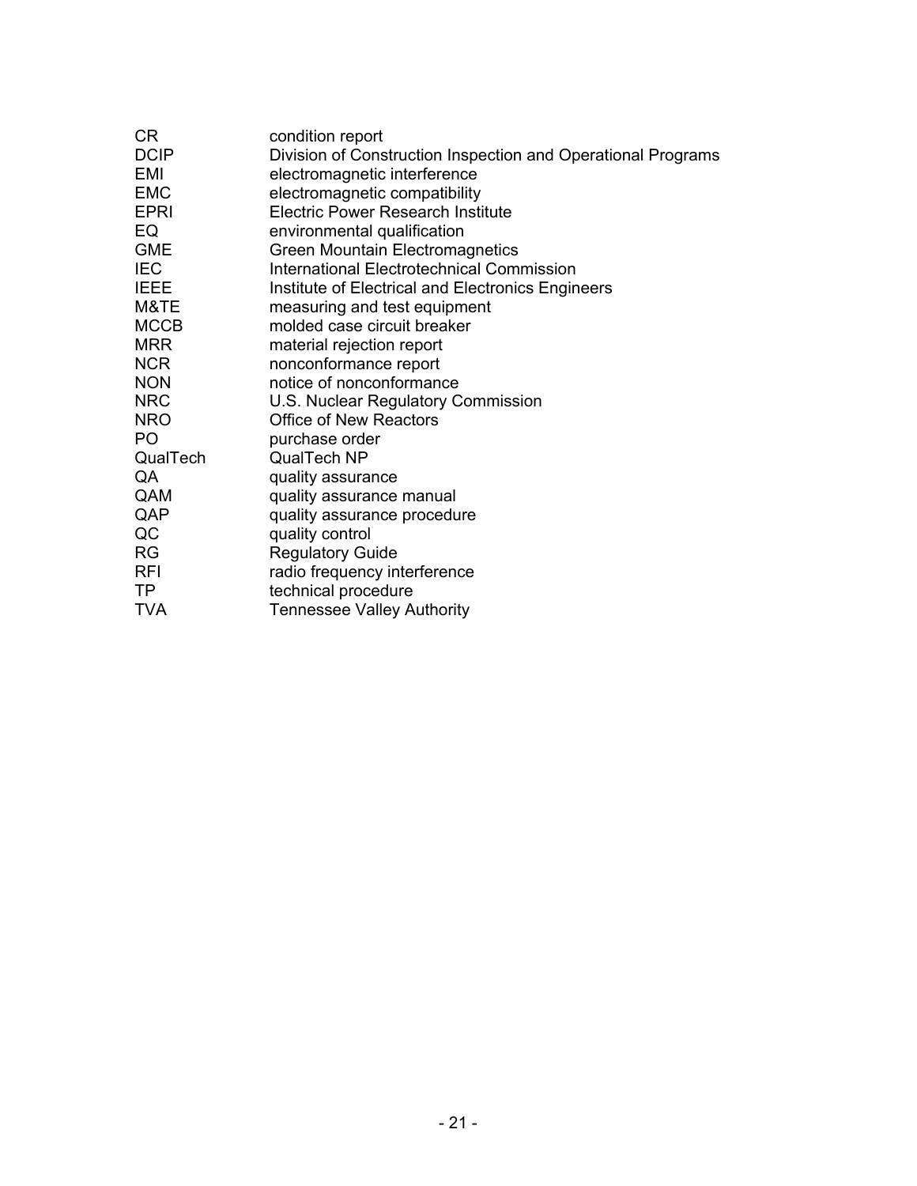| | |
|---|---|
| CR | condition report |
| DCIP | Division of Construction Inspection and Operational Programs |
| EMI | electromagnetic interference |
| EMC | electromagnetic compatibility |
| EPRI | Electric Power Research Institute |
| EQ | environmental qualification |
| GME | Green Mountain Electromagnetics |
| IEC | International Electrotechnical Commission |
| IEEE | Institute of Electrical and Electronics Engineers |
| M&TE | measuring and test equipment |
| MCCB | molded case circuit breaker |
| MRR | material rejection report |
| NCR | nonconformance report |
| NON | notice of nonconformance |
| NRC | U.S. Nuclear Regulatory Commission |
| NRO | Office of New Reactors |
| PO | purchase order |
| QualTech | QualTech NP |
| QA | quality assurance |
| QAM | quality assurance manual |
| QAP | quality assurance procedure |
| QC | quality control |
| RG | Regulatory Guide |
| RFI | radio frequency interference |
| TP | technical procedure |
| TVA | Tennessee Valley Authority |